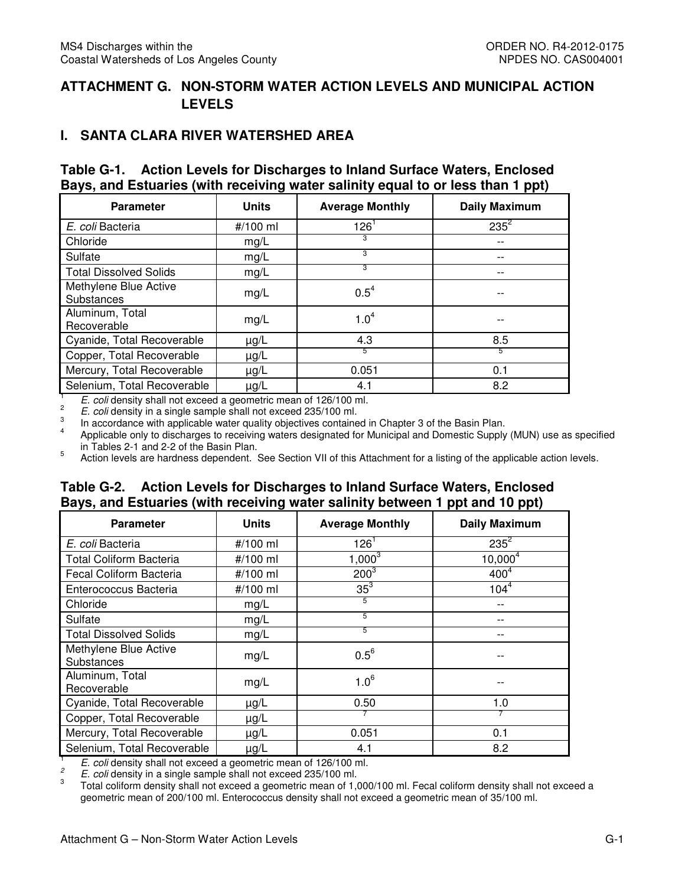# ATTACHMENT G. NON-STORM WATER ACTION LEVELS AND MUNICIPAL ACTION LEVELS

## I. SANTA CLARA RIVER WATERSHED AREA

### Table G-1. Action Levels for Discharges to Inland Surface Waters, Enclosed Bays, and Estuaries (with receiving water salinity equal to or less than 1 ppt)

| Parameter | Units | Average Monthly | Daily Maximum |
|---|---|---|---|
| *E. coli* Bacteria | #/100 ml | 126[1] | 235[2] |
| Chloride | mg/L | [3] | -- |
| Sulfate | mg/L | [3] | -- |
| Total Dissolved Solids | mg/L | [3] | -- |
| Methylene Blue Active Substances | mg/L | 0.5[4] | -- |
| Aluminum, Total Recoverable | mg/L | 1.0[4] | -- |
| Cyanide, Total Recoverable | µg/L | 4.3 | 8.5 |
| Copper, Total Recoverable | µg/L | [5] | [5] |
| Mercury, Total Recoverable | µg/L | 0.051 | 0.1 |
| Selenium, Total Recoverable | µg/L | 4.1 | 8.2 |

[1] *E. coli* density shall not exceed a geometric mean of 126/100 ml.
[2] *E. coli* density in a single sample shall not exceed 235/100 ml.
[3] In accordance with applicable water quality objectives contained in Chapter 3 of the Basin Plan.
[4] Applicable only to discharges to receiving waters designated for Municipal and Domestic Supply (MUN) use as specified in Tables 2-1 and 2-2 of the Basin Plan.
[5] Action levels are hardness dependent. See Section VII of this Attachment for a listing of the applicable action levels.

### Table G-2. Action Levels for Discharges to Inland Surface Waters, Enclosed Bays, and Estuaries (with receiving water salinity between 1 ppt and 10 ppt)

| Parameter | Units | Average Monthly | Daily Maximum |
|---|---|---|---|
| *E. coli* Bacteria | #/100 ml | 126[1] | 235[2] |
| Total Coliform Bacteria | #/100 ml | 1,000[3] | 10,000[4] |
| Fecal Coliform Bacteria | #/100 ml | 200[3] | 400[4] |
| Enterococcus Bacteria | #/100 ml | 35[3] | 104[4] |
| Chloride | mg/L | [5] | -- |
| Sulfate | mg/L | [5] | -- |
| Total Dissolved Solids | mg/L | [5] | -- |
| Methylene Blue Active Substances | mg/L | 0.5[6] | -- |
| Aluminum, Total Recoverable | mg/L | 1.0[6] | -- |
| Cyanide, Total Recoverable | µg/L | 0.50 | 1.0 |
| Copper, Total Recoverable | µg/L | [7] | [7] |
| Mercury, Total Recoverable | µg/L | 0.051 | 0.1 |
| Selenium, Total Recoverable | µg/L | 4.1 | 8.2 |

[1] *E. coli* density shall not exceed a geometric mean of 126/100 ml.
[2] *E. coli* density in a single sample shall not exceed 235/100 ml.
[3] Total coliform density shall not exceed a geometric mean of 1,000/100 ml. Fecal coliform density shall not exceed a geometric mean of 200/100 ml. Enterococcus density shall not exceed a geometric mean of 35/100 ml.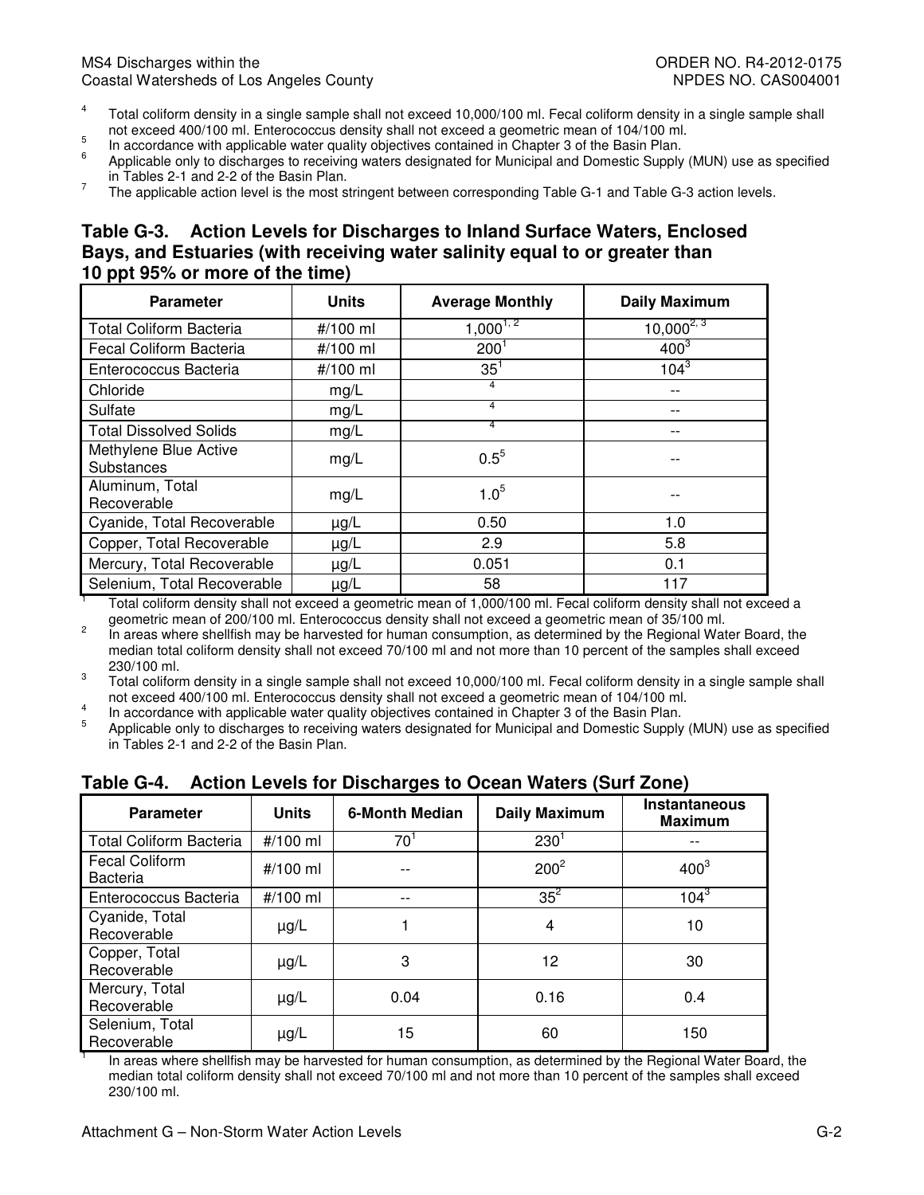4. Total coliform density in a single sample shall not exceed 10,000/100 ml. Fecal coliform density in a single sample shall not exceed 400/100 ml. Enterococcus density shall not exceed a geometric mean of 104/100 ml.
5. In accordance with applicable water quality objectives contained in Chapter 3 of the Basin Plan.
6. Applicable only to discharges to receiving waters designated for Municipal and Domestic Supply (MUN) use as specified in Tables 2-1 and 2-2 of the Basin Plan.
7. The applicable action level is the most stringent between corresponding Table G-1 and Table G-3 action levels.

### Table G-3. Action Levels for Discharges to Inland Surface Waters, Enclosed Bays, and Estuaries (with receiving water salinity equal to or greater than 10 ppt 95% or more of the time)

| Parameter | Units | Average Monthly | Daily Maximum |
|---|---|---|---|
| Total Coliform Bacteria | #/100 ml | 1,000[1, 2] | 10,000[2, 3] |
| Fecal Coliform Bacteria | #/100 ml | 200[1] | 400[3] |
| Enterococcus Bacteria | #/100 ml | 35[1] | 104[3] |
| Chloride | mg/L | [4] | -- |
| Sulfate | mg/L | [4] | -- |
| Total Dissolved Solids | mg/L | [4] | -- |
| Methylene Blue Active Substances | mg/L | 0.5[5] | -- |
| Aluminum, Total Recoverable | mg/L | 1.0[5] | -- |
| Cyanide, Total Recoverable | µg/L | 0.50 | 1.0 |
| Copper, Total Recoverable | µg/L | 2.9 | 5.8 |
| Mercury, Total Recoverable | µg/L | 0.051 | 0.1 |
| Selenium, Total Recoverable | µg/L | 58 | 117 |

1. Total coliform density shall not exceed a geometric mean of 1,000/100 ml. Fecal coliform density shall not exceed a geometric mean of 200/100 ml. Enterococcus density shall not exceed a geometric mean of 35/100 ml.
2. In areas where shellfish may be harvested for human consumption, as determined by the Regional Water Board, the median total coliform density shall not exceed 70/100 ml and not more than 10 percent of the samples shall exceed 230/100 ml.
3. Total coliform density in a single sample shall not exceed 10,000/100 ml. Fecal coliform density in a single sample shall not exceed 400/100 ml. Enterococcus density shall not exceed a geometric mean of 104/100 ml.
4. In accordance with applicable water quality objectives contained in Chapter 3 of the Basin Plan.
5. Applicable only to discharges to receiving waters designated for Municipal and Domestic Supply (MUN) use as specified in Tables 2-1 and 2-2 of the Basin Plan.

### Table G-4. Action Levels for Discharges to Ocean Waters (Surf Zone)

| Parameter | Units | 6-Month Median | Daily Maximum | Instantaneous Maximum |
|---|---|---|---|---|
| Total Coliform Bacteria | #/100 ml | 70[1] | 230[1] | -- |
| Fecal Coliform Bacteria | #/100 ml | -- | 200[2] | 400[3] |
| Enterococcus Bacteria | #/100 ml | -- | 35[2] | 104[3] |
| Cyanide, Total Recoverable | µg/L | 1 | 4 | 10 |
| Copper, Total Recoverable | µg/L | 3 | 12 | 30 |
| Mercury, Total Recoverable | µg/L | 0.04 | 0.16 | 0.4 |
| Selenium, Total Recoverable | µg/L | 15 | 60 | 150 |

1. In areas where shellfish may be harvested for human consumption, as determined by the Regional Water Board, the median total coliform density shall not exceed 70/100 ml and not more than 10 percent of the samples shall exceed 230/100 ml.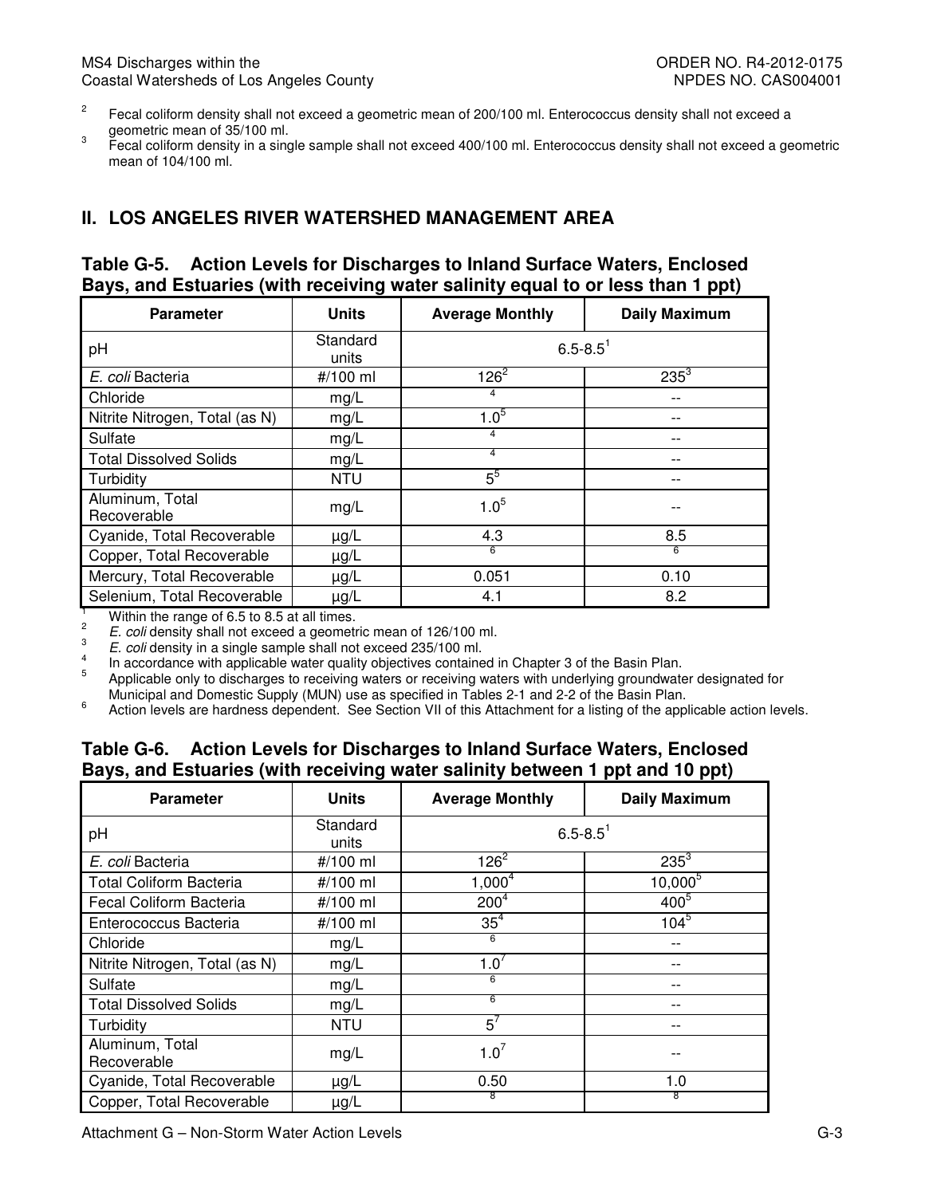[2] Fecal coliform density shall not exceed a geometric mean of 200/100 ml. Enterococcus density shall not exceed a geometric mean of 35/100 ml.

[3] Fecal coliform density in a single sample shall not exceed 400/100 ml. Enterococcus density shall not exceed a geometric mean of 104/100 ml.

## II. LOS ANGELES RIVER WATERSHED MANAGEMENT AREA

### Table G-5. Action Levels for Discharges to Inland Surface Waters, Enclosed Bays, and Estuaries (with receiving water salinity equal to or less than 1 ppt)

| Parameter | Units | Average Monthly | Daily Maximum |
|---|---|---|---|
| pH | Standard units | 6.5-8.5[1] | |
| *E. coli* Bacteria | #/100 ml | 126[2] | 235[3] |
| Chloride | mg/L | [4] | -- |
| Nitrite Nitrogen, Total (as N) | mg/L | 1.0[5] | -- |
| Sulfate | mg/L | [4] | -- |
| Total Dissolved Solids | mg/L | [4] | -- |
| Turbidity | NTU | 5[5] | -- |
| Aluminum, Total Recoverable | mg/L | 1.0[5] | -- |
| Cyanide, Total Recoverable | µg/L | 4.3 | 8.5 |
| Copper, Total Recoverable | µg/L | [6] | [6] |
| Mercury, Total Recoverable | µg/L | 0.051 | 0.10 |
| Selenium, Total Recoverable | µg/L | 4.1 | 8.2 |

[1] Within the range of 6.5 to 8.5 at all times.

[2] *E. coli* density shall not exceed a geometric mean of 126/100 ml.

[3] *E. coli* density in a single sample shall not exceed 235/100 ml.

[4] In accordance with applicable water quality objectives contained in Chapter 3 of the Basin Plan.

[5] Applicable only to discharges to receiving waters or receiving waters with underlying groundwater designated for Municipal and Domestic Supply (MUN) use as specified in Tables 2-1 and 2-2 of the Basin Plan.

[6] Action levels are hardness dependent. See Section VII of this Attachment for a listing of the applicable action levels.

### Table G-6. Action Levels for Discharges to Inland Surface Waters, Enclosed Bays, and Estuaries (with receiving water salinity between 1 ppt and 10 ppt)

| Parameter | Units | Average Monthly | Daily Maximum |
|---|---|---|---|
| pH | Standard units | 6.5-8.5[1] | |
| *E. coli* Bacteria | #/100 ml | 126[2] | 235[3] |
| Total Coliform Bacteria | #/100 ml | 1,000[4] | 10,000[5] |
| Fecal Coliform Bacteria | #/100 ml | 200[4] | 400[5] |
| Enterococcus Bacteria | #/100 ml | 35[4] | 104[5] |
| Chloride | mg/L | [6] | -- |
| Nitrite Nitrogen, Total (as N) | mg/L | 1.0[7] | -- |
| Sulfate | mg/L | [6] | -- |
| Total Dissolved Solids | mg/L | [6] | -- |
| Turbidity | NTU | 5[7] | -- |
| Aluminum, Total Recoverable | mg/L | 1.0[7] | -- |
| Cyanide, Total Recoverable | µg/L | 0.50 | 1.0 |
| Copper, Total Recoverable | µg/L | [8] | [8] |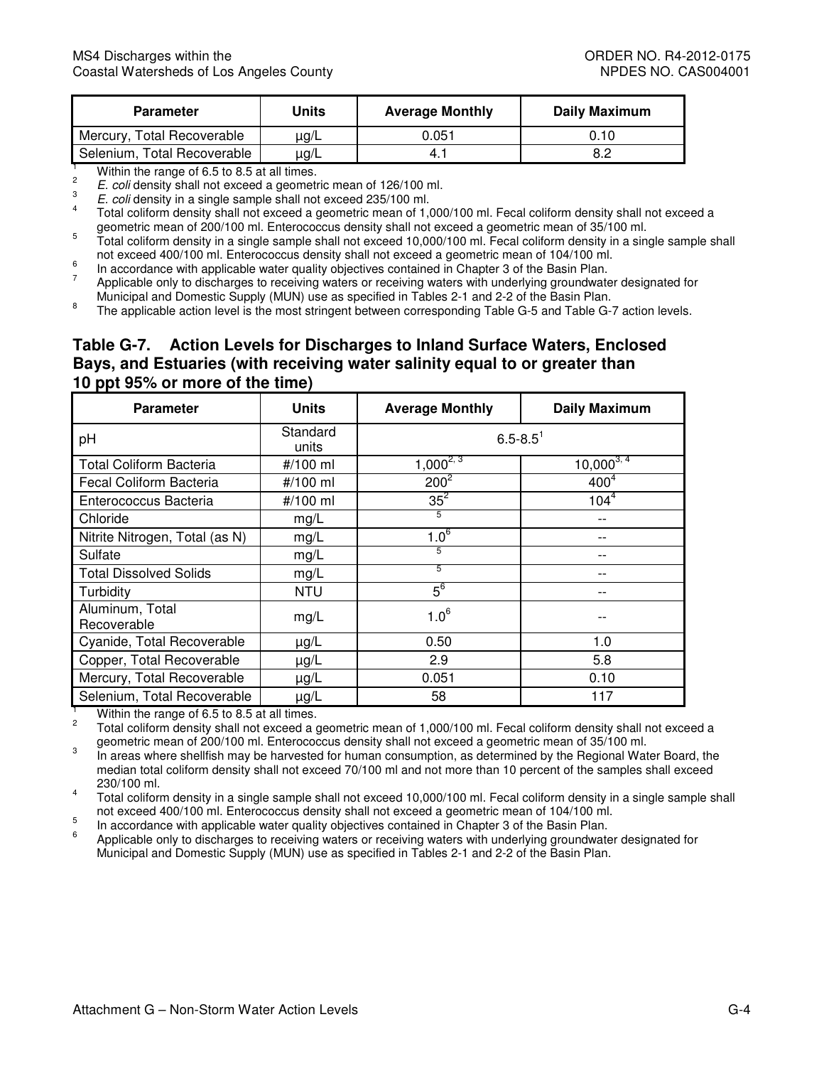| Parameter | Units | Average Monthly | Daily Maximum |
|---|---|---|---|
| Mercury, Total Recoverable | μg/L | 0.051 | 0.10 |
| Selenium, Total Recoverable | μg/L | 4.1 | 8.2 |

[1] Within the range of 6.5 to 8.5 at all times.
[2] *E. coli* density shall not exceed a geometric mean of 126/100 ml.
[3] *E. coli* density in a single sample shall not exceed 235/100 ml.
[4] Total coliform density shall not exceed a geometric mean of 1,000/100 ml. Fecal coliform density shall not exceed a geometric mean of 200/100 ml. Enterococcus density shall not exceed a geometric mean of 35/100 ml.
[5] Total coliform density in a single sample shall not exceed 10,000/100 ml. Fecal coliform density in a single sample shall not exceed 400/100 ml. Enterococcus density shall not exceed a geometric mean of 104/100 ml.
[6] In accordance with applicable water quality objectives contained in Chapter 3 of the Basin Plan.
[7] Applicable only to discharges to receiving waters or receiving waters with underlying groundwater designated for Municipal and Domestic Supply (MUN) use as specified in Tables 2-1 and 2-2 of the Basin Plan.
[8] The applicable action level is the most stringent between corresponding Table G-5 and Table G-7 action levels.

### Table G-7. Action Levels for Discharges to Inland Surface Waters, Enclosed Bays, and Estuaries (with receiving water salinity equal to or greater than 10 ppt 95% or more of the time)

| Parameter | Units | Average Monthly | Daily Maximum |
|---|---|---|---|
| pH | Standard units | 6.5-8.5[1] | |
| Total Coliform Bacteria | #/100 ml | 1,000[2, 3] | 10,000[3, 4] |
| Fecal Coliform Bacteria | #/100 ml | 200[2] | 400[4] |
| Enterococcus Bacteria | #/100 ml | 35[2] | 104[4] |
| Chloride | mg/L | [5] | -- |
| Nitrite Nitrogen, Total (as N) | mg/L | 1.0[6] | -- |
| Sulfate | mg/L | [5] | -- |
| Total Dissolved Solids | mg/L | [5] | -- |
| Turbidity | NTU | 5[6] | -- |
| Aluminum, Total Recoverable | mg/L | 1.0[6] | -- |
| Cyanide, Total Recoverable | μg/L | 0.50 | 1.0 |
| Copper, Total Recoverable | μg/L | 2.9 | 5.8 |
| Mercury, Total Recoverable | μg/L | 0.051 | 0.10 |
| Selenium, Total Recoverable | μg/L | 58 | 117 |

[1] Within the range of 6.5 to 8.5 at all times.
[2] Total coliform density shall not exceed a geometric mean of 1,000/100 ml. Fecal coliform density shall not exceed a geometric mean of 200/100 ml. Enterococcus density shall not exceed a geometric mean of 35/100 ml.
[3] In areas where shellfish may be harvested for human consumption, as determined by the Regional Water Board, the median total coliform density shall not exceed 70/100 ml and not more than 10 percent of the samples shall exceed 230/100 ml.
[4] Total coliform density in a single sample shall not exceed 10,000/100 ml. Fecal coliform density in a single sample shall not exceed 400/100 ml. Enterococcus density shall not exceed a geometric mean of 104/100 ml.
[5] In accordance with applicable water quality objectives contained in Chapter 3 of the Basin Plan.
[6] Applicable only to discharges to receiving waters or receiving waters with underlying groundwater designated for Municipal and Domestic Supply (MUN) use as specified in Tables 2-1 and 2-2 of the Basin Plan.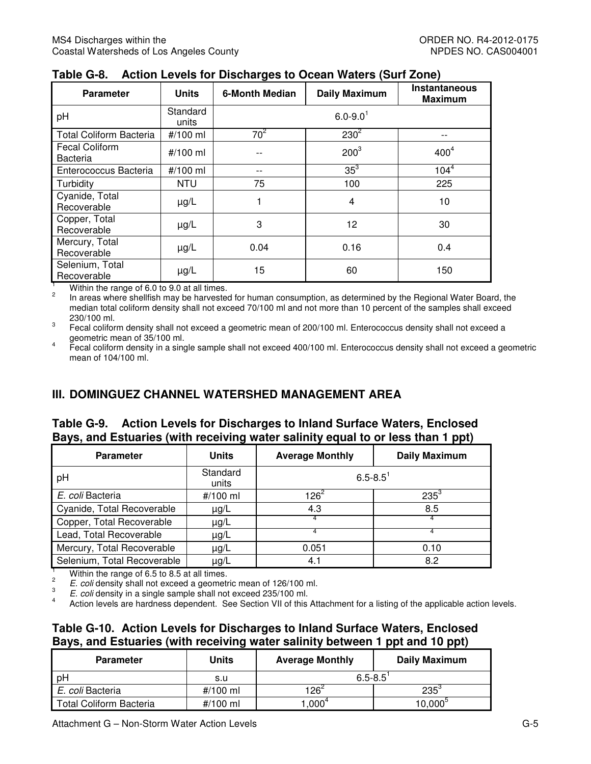## Table G-8. Action Levels for Discharges to Ocean Waters (Surf Zone)

| Parameter | Units | 6-Month Median | Daily Maximum | Instantaneous Maximum |
|---|---|---|---|---|
| pH | Standard units | 6.0-9.0[1] | | |
| Total Coliform Bacteria | #/100 ml | 70[2] | 230[2] | -- |
| Fecal Coliform Bacteria | #/100 ml | -- | 200[3] | 400[4] |
| Enterococcus Bacteria | #/100 ml | -- | 35[3] | 104[4] |
| Turbidity | NTU | 75 | 100 | 225 |
| Cyanide, Total Recoverable | µg/L | 1 | 4 | 10 |
| Copper, Total Recoverable | µg/L | 3 | 12 | 30 |
| Mercury, Total Recoverable | µg/L | 0.04 | 0.16 | 0.4 |
| Selenium, Total Recoverable | µg/L | 15 | 60 | 150 |

[1] Within the range of 6.0 to 9.0 at all times.

[2] In areas where shellfish may be harvested for human consumption, as determined by the Regional Water Board, the median total coliform density shall not exceed 70/100 ml and not more than 10 percent of the samples shall exceed 230/100 ml.

[3] Fecal coliform density shall not exceed a geometric mean of 200/100 ml. Enterococcus density shall not exceed a geometric mean of 35/100 ml.

[4] Fecal coliform density in a single sample shall not exceed 400/100 ml. Enterococcus density shall not exceed a geometric mean of 104/100 ml.

## III. DOMINGUEZ CHANNEL WATERSHED MANAGEMENT AREA

### Table G-9. Action Levels for Discharges to Inland Surface Waters, Enclosed Bays, and Estuaries (with receiving water salinity equal to or less than 1 ppt)

| Parameter | Units | Average Monthly | Daily Maximum |
|---|---|---|---|
| pH | Standard units | 6.5-8.5[1] | |
| *E. coli* Bacteria | #/100 ml | 126[2] | 235[3] |
| Cyanide, Total Recoverable | µg/L | 4.3 | 8.5 |
| Copper, Total Recoverable | µg/L | [4] | [4] |
| Lead, Total Recoverable | µg/L | [4] | [4] |
| Mercury, Total Recoverable | µg/L | 0.051 | 0.10 |
| Selenium, Total Recoverable | µg/L | 4.1 | 8.2 |

[1] Within the range of 6.5 to 8.5 at all times.

[2] *E. coli* density shall not exceed a geometric mean of 126/100 ml.

[3] *E. coli* density in a single sample shall not exceed 235/100 ml.

[4] Action levels are hardness dependent. See Section VII of this Attachment for a listing of the applicable action levels.

### Table G-10. Action Levels for Discharges to Inland Surface Waters, Enclosed Bays, and Estuaries (with receiving water salinity between 1 ppt and 10 ppt)

| Parameter | Units | Average Monthly | Daily Maximum |
|---|---|---|---|
| pH | s.u | 6.5-8.5[1] | |
| *E. coli* Bacteria | #/100 ml | 126[2] | 235[3] |
| Total Coliform Bacteria | #/100 ml | 1,000[4] | 10,000[5] |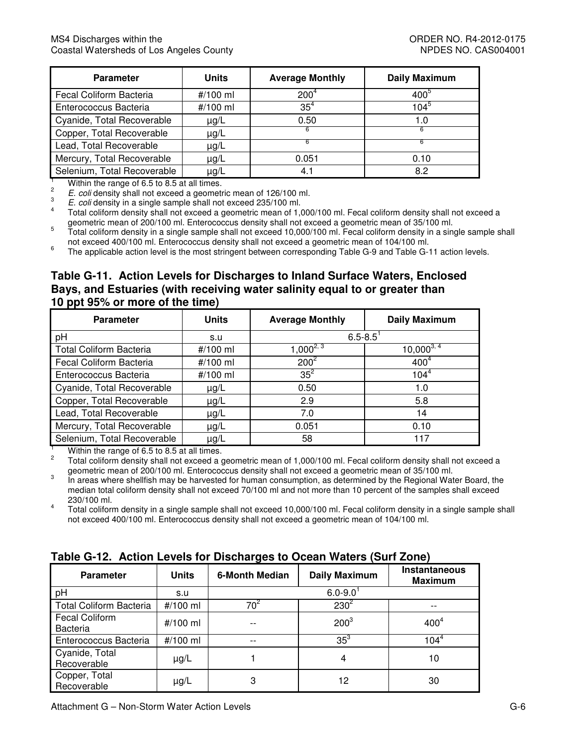| Parameter | Units | Average Monthly | Daily Maximum |
|---|---|---|---|
| Fecal Coliform Bacteria | #/100 ml | 200[4] | 400[5] |
| Enterococcus Bacteria | #/100 ml | 35[4] | 104[5] |
| Cyanide, Total Recoverable | µg/L | 0.50 | 1.0 |
| Copper, Total Recoverable | µg/L | [6] | [6] |
| Lead, Total Recoverable | µg/L | [6] | [6] |
| Mercury, Total Recoverable | µg/L | 0.051 | 0.10 |
| Selenium, Total Recoverable | µg/L | 4.1 | 8.2 |

[1] Within the range of 6.5 to 8.5 at all times.

[2] *E. coli* density shall not exceed a geometric mean of 126/100 ml.

[3] *E. coli* density in a single sample shall not exceed 235/100 ml.

[4] Total coliform density shall not exceed a geometric mean of 1,000/100 ml. Fecal coliform density shall not exceed a geometric mean of 200/100 ml. Enterococcus density shall not exceed a geometric mean of 35/100 ml.

[5] Total coliform density in a single sample shall not exceed 10,000/100 ml. Fecal coliform density in a single sample shall not exceed 400/100 ml. Enterococcus density shall not exceed a geometric mean of 104/100 ml.

[6] The applicable action level is the most stringent between corresponding Table G-9 and Table G-11 action levels.

### Table G-11. Action Levels for Discharges to Inland Surface Waters, Enclosed Bays, and Estuaries (with receiving water salinity equal to or greater than 10 ppt 95% or more of the time)

| Parameter | Units | Average Monthly | Daily Maximum |
|---|---|---|---|
| pH | s.u | 6.5-8.5[1] | |
| Total Coliform Bacteria | #/100 ml | 1,000[2, 3] | 10,000[3, 4] |
| Fecal Coliform Bacteria | #/100 ml | 200[2] | 400[4] |
| Enterococcus Bacteria | #/100 ml | 35[2] | 104[4] |
| Cyanide, Total Recoverable | µg/L | 0.50 | 1.0 |
| Copper, Total Recoverable | µg/L | 2.9 | 5.8 |
| Lead, Total Recoverable | µg/L | 7.0 | 14 |
| Mercury, Total Recoverable | µg/L | 0.051 | 0.10 |
| Selenium, Total Recoverable | µg/L | 58 | 117 |

[1] Within the range of 6.5 to 8.5 at all times.

[2] Total coliform density shall not exceed a geometric mean of 1,000/100 ml. Fecal coliform density shall not exceed a geometric mean of 200/100 ml. Enterococcus density shall not exceed a geometric mean of 35/100 ml.

[3] In areas where shellfish may be harvested for human consumption, as determined by the Regional Water Board, the median total coliform density shall not exceed 70/100 ml and not more than 10 percent of the samples shall exceed 230/100 ml.

[4] Total coliform density in a single sample shall not exceed 10,000/100 ml. Fecal coliform density in a single sample shall not exceed 400/100 ml. Enterococcus density shall not exceed a geometric mean of 104/100 ml.

### Table G-12. Action Levels for Discharges to Ocean Waters (Surf Zone)

| Parameter | Units | 6-Month Median | Daily Maximum | Instantaneous Maximum |
|---|---|---|---|---|
| pH | s.u | 6.0-9.0[1] | | |
| Total Coliform Bacteria | #/100 ml | 70[2] | 230[2] | -- |
| Fecal Coliform Bacteria | #/100 ml | -- | 200[3] | 400[4] |
| Enterococcus Bacteria | #/100 ml | -- | 35[3] | 104[4] |
| Cyanide, Total Recoverable | µg/L | 1 | 4 | 10 |
| Copper, Total Recoverable | µg/L | 3 | 12 | 30 |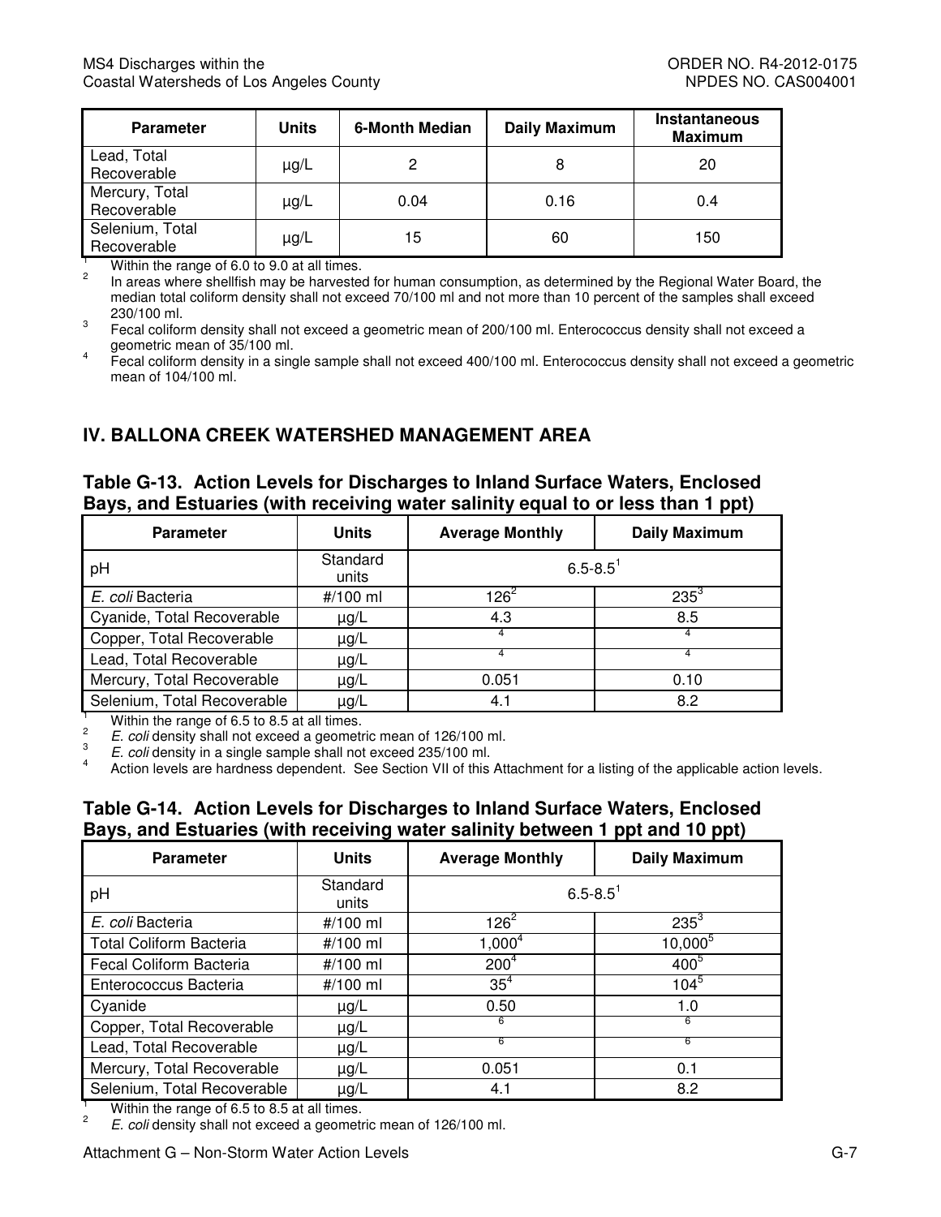| Parameter | Units | 6-Month Median | Daily Maximum | Instantaneous Maximum |
|---|---|---|---|---|
| Lead, Total Recoverable | µg/L | 2 | 8 | 20 |
| Mercury, Total Recoverable | µg/L | 0.04 | 0.16 | 0.4 |
| Selenium, Total Recoverable | µg/L | 15 | 60 | 150 |

[1] Within the range of 6.0 to 9.0 at all times.

[2] In areas where shellfish may be harvested for human consumption, as determined by the Regional Water Board, the median total coliform density shall not exceed 70/100 ml and not more than 10 percent of the samples shall exceed 230/100 ml.

[3] Fecal coliform density shall not exceed a geometric mean of 200/100 ml. Enterococcus density shall not exceed a geometric mean of 35/100 ml.

[4] Fecal coliform density in a single sample shall not exceed 400/100 ml. Enterococcus density shall not exceed a geometric mean of 104/100 ml.

## IV. BALLONA CREEK WATERSHED MANAGEMENT AREA

### Table G-13. Action Levels for Discharges to Inland Surface Waters, Enclosed Bays, and Estuaries (with receiving water salinity equal to or less than 1 ppt)

| Parameter | Units | Average Monthly | Daily Maximum |
|---|---|---|---|
| pH | Standard units | 6.5-8.5[1] | |
| *E. coli* Bacteria | #/100 ml | 126[2] | 235[3] |
| Cyanide, Total Recoverable | µg/L | 4.3 | 8.5 |
| Copper, Total Recoverable | µg/L | [4] | [4] |
| Lead, Total Recoverable | µg/L | [4] | [4] |
| Mercury, Total Recoverable | µg/L | 0.051 | 0.10 |
| Selenium, Total Recoverable | µg/L | 4.1 | 8.2 |

[1] Within the range of 6.5 to 8.5 at all times.

[2] *E. coli* density shall not exceed a geometric mean of 126/100 ml.

[3] *E. coli* density in a single sample shall not exceed 235/100 ml.

[4] Action levels are hardness dependent. See Section VII of this Attachment for a listing of the applicable action levels.

### Table G-14. Action Levels for Discharges to Inland Surface Waters, Enclosed Bays, and Estuaries (with receiving water salinity between 1 ppt and 10 ppt)

| Parameter | Units | Average Monthly | Daily Maximum |
|---|---|---|---|
| pH | Standard units | 6.5-8.5[1] | |
| *E. coli* Bacteria | #/100 ml | 126[2] | 235[3] |
| Total Coliform Bacteria | #/100 ml | 1,000[4] | 10,000[5] |
| Fecal Coliform Bacteria | #/100 ml | 200[4] | 400[5] |
| Enterococcus Bacteria | #/100 ml | 35[4] | 104[5] |
| Cyanide | µg/L | 0.50 | 1.0 |
| Copper, Total Recoverable | µg/L | [6] | [6] |
| Lead, Total Recoverable | µg/L | [6] | [6] |
| Mercury, Total Recoverable | µg/L | 0.051 | 0.1 |
| Selenium, Total Recoverable | µg/L | 4.1 | 8.2 |

[1] Within the range of 6.5 to 8.5 at all times.

[2] *E. coli* density shall not exceed a geometric mean of 126/100 ml.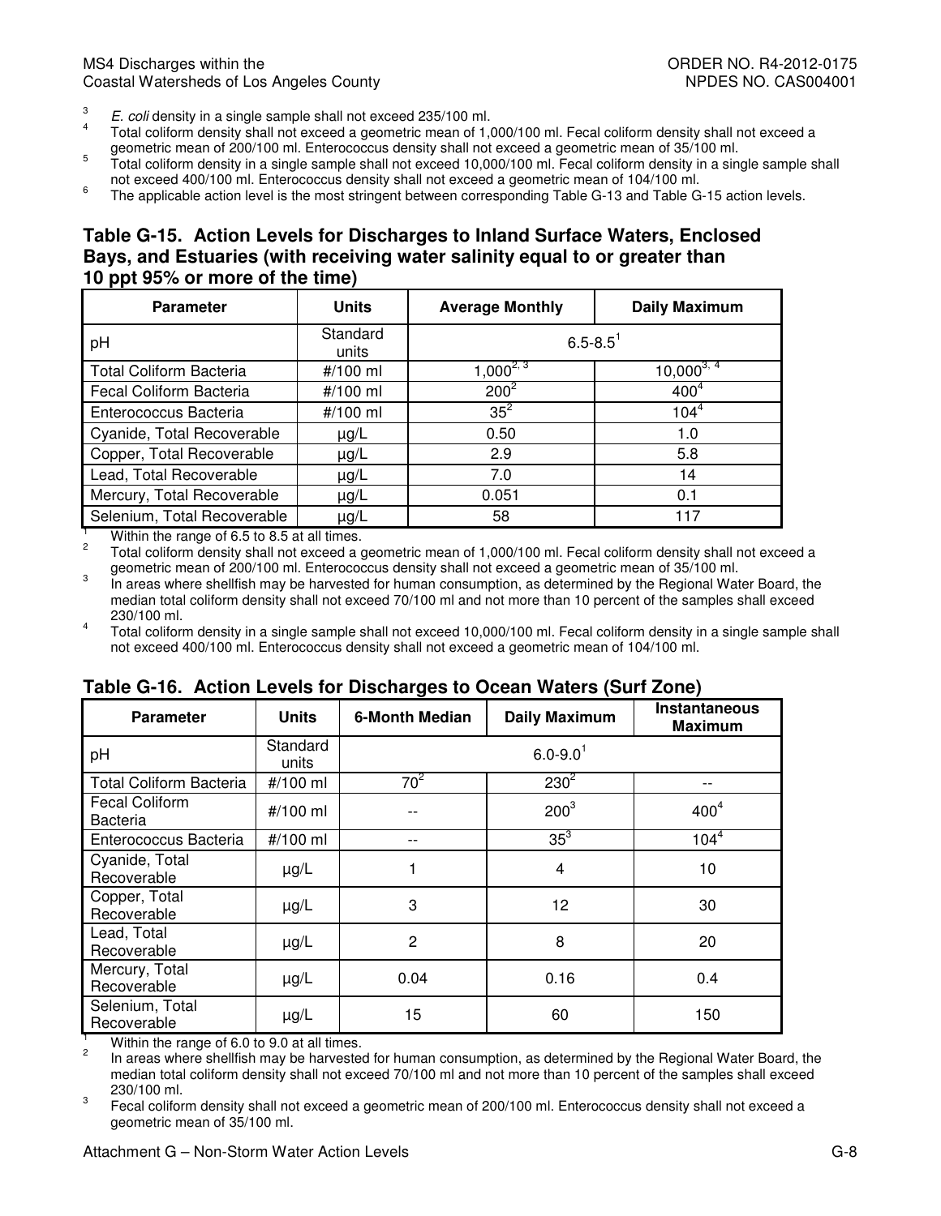[3] *E. coli* density in a single sample shall not exceed 235/100 ml.

[4] Total coliform density shall not exceed a geometric mean of 1,000/100 ml. Fecal coliform density shall not exceed a geometric mean of 200/100 ml. Enterococcus density shall not exceed a geometric mean of 35/100 ml.

[5] Total coliform density in a single sample shall not exceed 10,000/100 ml. Fecal coliform density in a single sample shall not exceed 400/100 ml. Enterococcus density shall not exceed a geometric mean of 104/100 ml.

[6] The applicable action level is the most stringent between corresponding Table G-13 and Table G-15 action levels.

### Table G-15. Action Levels for Discharges to Inland Surface Waters, Enclosed Bays, and Estuaries (with receiving water salinity equal to or greater than 10 ppt 95% or more of the time)

| Parameter | Units | Average Monthly | Daily Maximum |
|---|---|---|---|
| pH | Standard units | 6.5-8.5[1] | |
| Total Coliform Bacteria | #/100 ml | 1,000[2, 3] | 10,000[3, 4] |
| Fecal Coliform Bacteria | #/100 ml | 200[2] | 400[4] |
| Enterococcus Bacteria | #/100 ml | 35[2] | 104[4] |
| Cyanide, Total Recoverable | µg/L | 0.50 | 1.0 |
| Copper, Total Recoverable | µg/L | 2.9 | 5.8 |
| Lead, Total Recoverable | µg/L | 7.0 | 14 |
| Mercury, Total Recoverable | µg/L | 0.051 | 0.1 |
| Selenium, Total Recoverable | µg/L | 58 | 117 |

[1] Within the range of 6.5 to 8.5 at all times.

[2] Total coliform density shall not exceed a geometric mean of 1,000/100 ml. Fecal coliform density shall not exceed a geometric mean of 200/100 ml. Enterococcus density shall not exceed a geometric mean of 35/100 ml.

[3] In areas where shellfish may be harvested for human consumption, as determined by the Regional Water Board, the median total coliform density shall not exceed 70/100 ml and not more than 10 percent of the samples shall exceed 230/100 ml.

[4] Total coliform density in a single sample shall not exceed 10,000/100 ml. Fecal coliform density in a single sample shall not exceed 400/100 ml. Enterococcus density shall not exceed a geometric mean of 104/100 ml.

### Table G-16. Action Levels for Discharges to Ocean Waters (Surf Zone)

| Parameter | Units | 6-Month Median | Daily Maximum | Instantaneous Maximum |
|---|---|---|---|---|
| pH | Standard units | 6.0-9.0[1] | | |
| Total Coliform Bacteria | #/100 ml | 70[2] | 230[2] | -- |
| Fecal Coliform Bacteria | #/100 ml | -- | 200[3] | 400[4] |
| Enterococcus Bacteria | #/100 ml | -- | 35[3] | 104[4] |
| Cyanide, Total Recoverable | µg/L | 1 | 4 | 10 |
| Copper, Total Recoverable | µg/L | 3 | 12 | 30 |
| Lead, Total Recoverable | µg/L | 2 | 8 | 20 |
| Mercury, Total Recoverable | µg/L | 0.04 | 0.16 | 0.4 |
| Selenium, Total Recoverable | µg/L | 15 | 60 | 150 |

[1] Within the range of 6.0 to 9.0 at all times.

[2] In areas where shellfish may be harvested for human consumption, as determined by the Regional Water Board, the median total coliform density shall not exceed 70/100 ml and not more than 10 percent of the samples shall exceed 230/100 ml.

[3] Fecal coliform density shall not exceed a geometric mean of 200/100 ml. Enterococcus density shall not exceed a geometric mean of 35/100 ml.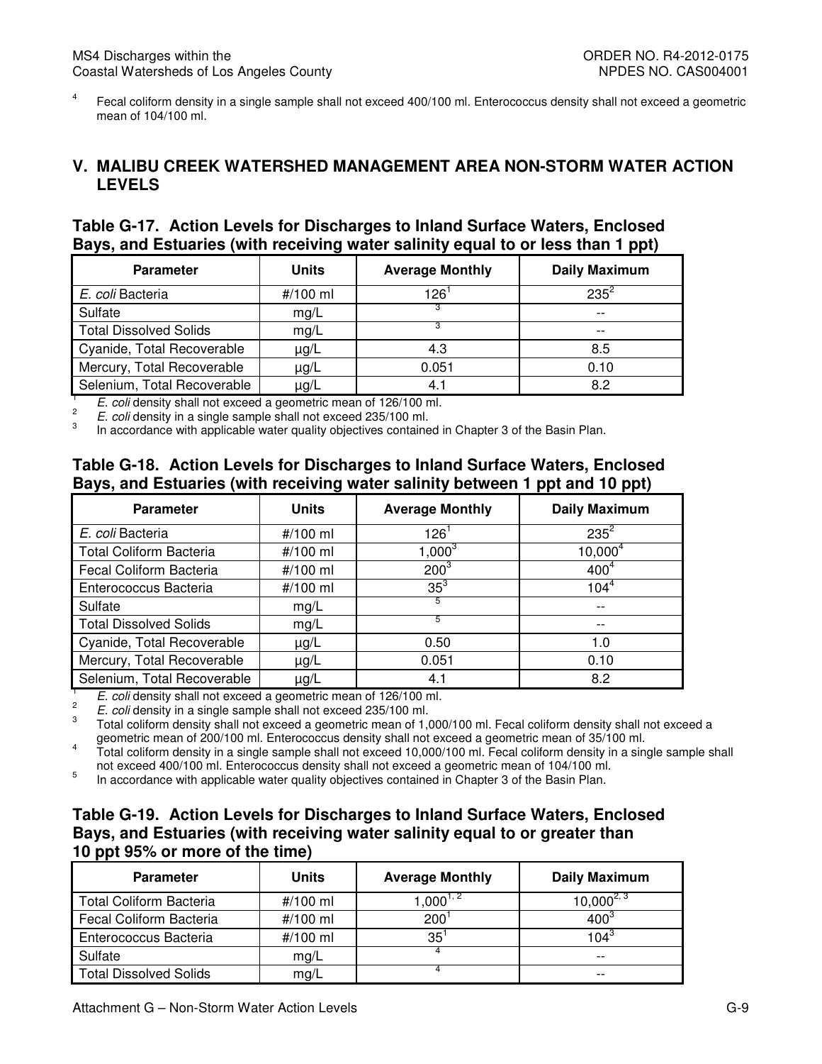[4] Fecal coliform density in a single sample shall not exceed 400/100 ml. Enterococcus density shall not exceed a geometric mean of 104/100 ml.

## V. MALIBU CREEK WATERSHED MANAGEMENT AREA NON-STORM WATER ACTION LEVELS

### Table G-17. Action Levels for Discharges to Inland Surface Waters, Enclosed Bays, and Estuaries (with receiving water salinity equal to or less than 1 ppt)

| Parameter | Units | Average Monthly | Daily Maximum |
|---|---|---|---|
| *E. coli* Bacteria | #/100 ml | 126[1] | 235[2] |
| Sulfate | mg/L | [3] | -- |
| Total Dissolved Solids | mg/L | [3] | -- |
| Cyanide, Total Recoverable | µg/L | 4.3 | 8.5 |
| Mercury, Total Recoverable | µg/L | 0.051 | 0.10 |
| Selenium, Total Recoverable | µg/L | 4.1 | 8.2 |

[1] *E. coli* density shall not exceed a geometric mean of 126/100 ml.
[2] *E. coli* density in a single sample shall not exceed 235/100 ml.
[3] In accordance with applicable water quality objectives contained in Chapter 3 of the Basin Plan.

### Table G-18. Action Levels for Discharges to Inland Surface Waters, Enclosed Bays, and Estuaries (with receiving water salinity between 1 ppt and 10 ppt)

| Parameter | Units | Average Monthly | Daily Maximum |
|---|---|---|---|
| *E. coli* Bacteria | #/100 ml | 126[1] | 235[2] |
| Total Coliform Bacteria | #/100 ml | 1,000[3] | 10,000[4] |
| Fecal Coliform Bacteria | #/100 ml | 200[3] | 400[4] |
| Enterococcus Bacteria | #/100 ml | 35[3] | 104[4] |
| Sulfate | mg/L | [5] | -- |
| Total Dissolved Solids | mg/L | [5] | -- |
| Cyanide, Total Recoverable | µg/L | 0.50 | 1.0 |
| Mercury, Total Recoverable | µg/L | 0.051 | 0.10 |
| Selenium, Total Recoverable | µg/L | 4.1 | 8.2 |

[1] *E. coli* density shall not exceed a geometric mean of 126/100 ml.
[2] *E. coli* density in a single sample shall not exceed 235/100 ml.
[3] Total coliform density shall not exceed a geometric mean of 1,000/100 ml. Fecal coliform density shall not exceed a geometric mean of 200/100 ml. Enterococcus density shall not exceed a geometric mean of 35/100 ml.
[4] Total coliform density in a single sample shall not exceed 10,000/100 ml. Fecal coliform density in a single sample shall not exceed 400/100 ml. Enterococcus density shall not exceed a geometric mean of 104/100 ml.
[5] In accordance with applicable water quality objectives contained in Chapter 3 of the Basin Plan.

### Table G-19. Action Levels for Discharges to Inland Surface Waters, Enclosed Bays, and Estuaries (with receiving water salinity equal to or greater than 10 ppt 95% or more of the time)

| Parameter | Units | Average Monthly | Daily Maximum |
|---|---|---|---|
| Total Coliform Bacteria | #/100 ml | 1,000[1, 2] | 10,000[2, 3] |
| Fecal Coliform Bacteria | #/100 ml | 200[1] | 400[3] |
| Enterococcus Bacteria | #/100 ml | 35[1] | 104[3] |
| Sulfate | mg/L | [4] | -- |
| Total Dissolved Solids | mg/L | [4] | -- |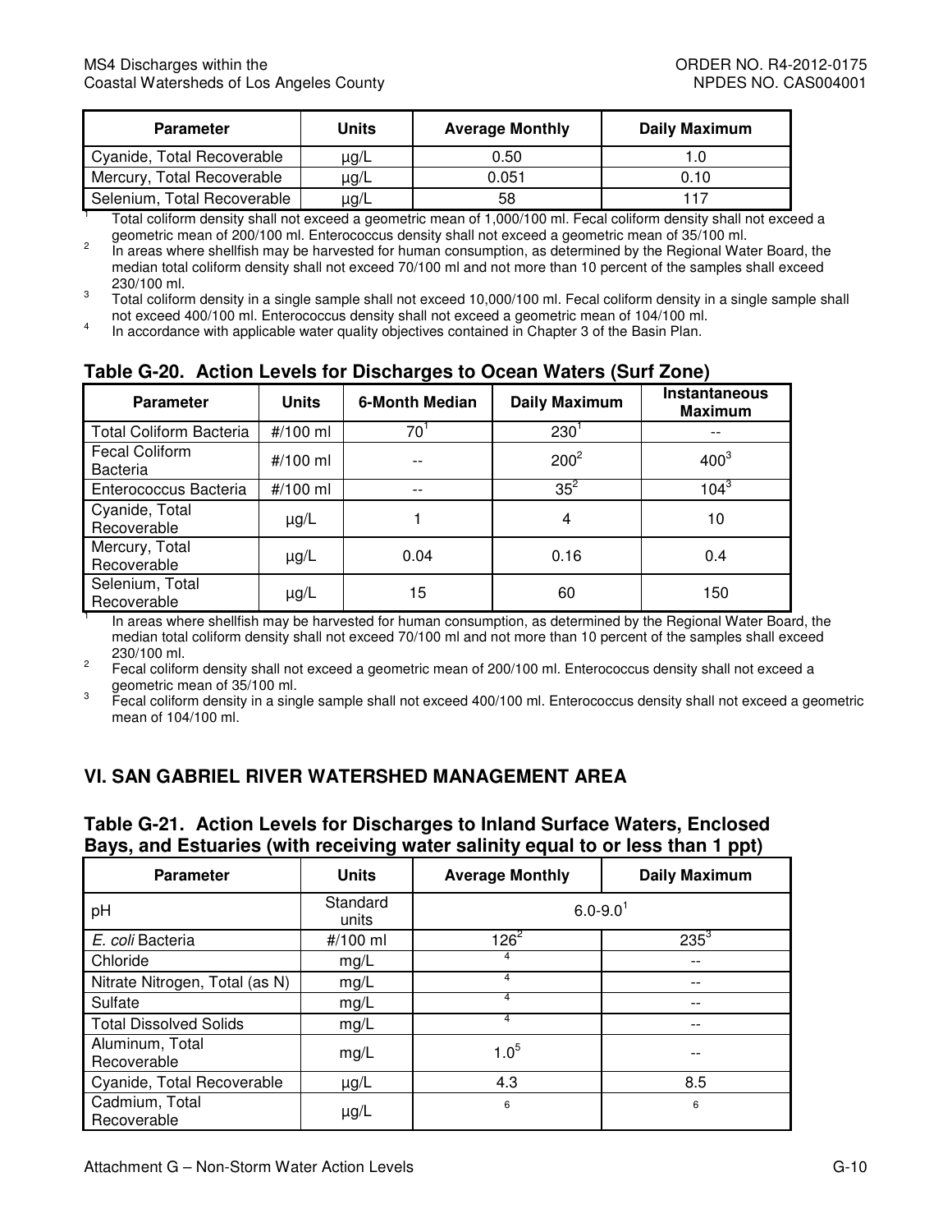| Parameter | Units | Average Monthly | Daily Maximum |
|---|---|---|---|
| Cyanide, Total Recoverable | µg/L | 0.50 | 1.0 |
| Mercury, Total Recoverable | µg/L | 0.051 | 0.10 |
| Selenium, Total Recoverable | µg/L | 58 | 117 |

[1] Total coliform density shall not exceed a geometric mean of 1,000/100 ml. Fecal coliform density shall not exceed a geometric mean of 200/100 ml. Enterococcus density shall not exceed a geometric mean of 35/100 ml.
[2] In areas where shellfish may be harvested for human consumption, as determined by the Regional Water Board, the median total coliform density shall not exceed 70/100 ml and not more than 10 percent of the samples shall exceed 230/100 ml.
[3] Total coliform density in a single sample shall not exceed 10,000/100 ml. Fecal coliform density in a single sample shall not exceed 400/100 ml. Enterococcus density shall not exceed a geometric mean of 104/100 ml.
[4] In accordance with applicable water quality objectives contained in Chapter 3 of the Basin Plan.

### Table G-20. Action Levels for Discharges to Ocean Waters (Surf Zone)

| Parameter | Units | 6-Month Median | Daily Maximum | Instantaneous Maximum |
|---|---|---|---|---|
| Total Coliform Bacteria | #/100 ml | 70[1] | 230[1] | -- |
| Fecal Coliform Bacteria | #/100 ml | -- | 200[2] | 400[3] |
| Enterococcus Bacteria | #/100 ml | -- | 35[2] | 104[3] |
| Cyanide, Total Recoverable | µg/L | 1 | 4 | 10 |
| Mercury, Total Recoverable | µg/L | 0.04 | 0.16 | 0.4 |
| Selenium, Total Recoverable | µg/L | 15 | 60 | 150 |

[1] In areas where shellfish may be harvested for human consumption, as determined by the Regional Water Board, the median total coliform density shall not exceed 70/100 ml and not more than 10 percent of the samples shall exceed 230/100 ml.
[2] Fecal coliform density shall not exceed a geometric mean of 200/100 ml. Enterococcus density shall not exceed a geometric mean of 35/100 ml.
[3] Fecal coliform density in a single sample shall not exceed 400/100 ml. Enterococcus density shall not exceed a geometric mean of 104/100 ml.

## VI. SAN GABRIEL RIVER WATERSHED MANAGEMENT AREA

### Table G-21. Action Levels for Discharges to Inland Surface Waters, Enclosed Bays, and Estuaries (with receiving water salinity equal to or less than 1 ppt)

| Parameter | Units | Average Monthly | Daily Maximum |
|---|---|---|---|
| pH | Standard units | 6.0-9.0[1] | |
| *E. coli* Bacteria | #/100 ml | 126[2] | 235[3] |
| Chloride | mg/L | [4] | -- |
| Nitrate Nitrogen, Total (as N) | mg/L | [4] | -- |
| Sulfate | mg/L | [4] | -- |
| Total Dissolved Solids | mg/L | [4] | -- |
| Aluminum, Total Recoverable | mg/L | 1.0[5] | -- |
| Cyanide, Total Recoverable | µg/L | 4.3 | 8.5 |
| Cadmium, Total Recoverable | µg/L | [6] | [6] |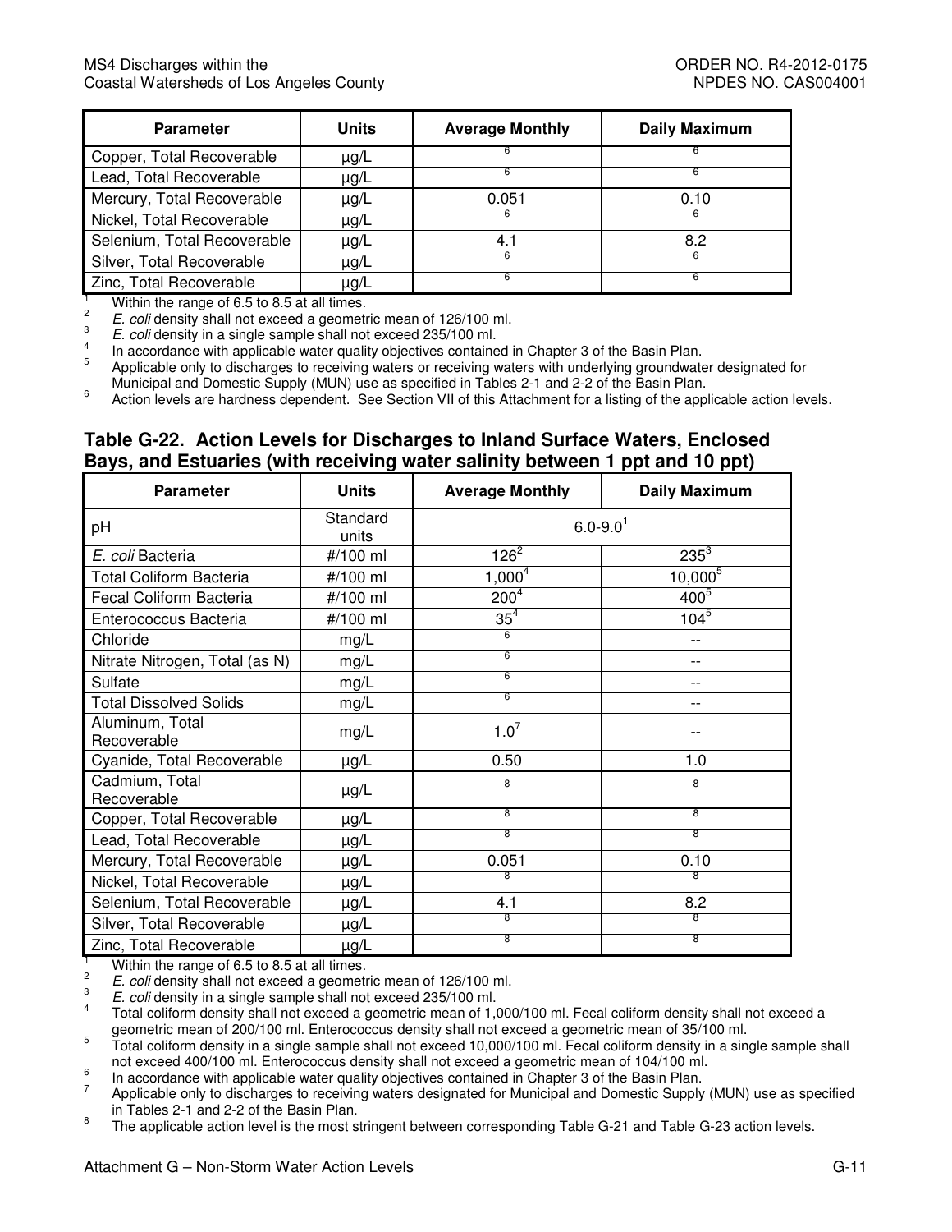| Parameter | Units | Average Monthly | Daily Maximum |
|---|---|---|---|
| Copper, Total Recoverable | µg/L | [6] | [6] |
| Lead, Total Recoverable | µg/L | [6] | [6] |
| Mercury, Total Recoverable | µg/L | 0.051 | 0.10 |
| Nickel, Total Recoverable | µg/L | [6] | [6] |
| Selenium, Total Recoverable | µg/L | 4.1 | 8.2 |
| Silver, Total Recoverable | µg/L | [6] | [6] |
| Zinc, Total Recoverable | µg/L | [6] | [6] |

[1] Within the range of 6.5 to 8.5 at all times.
[2] *E. coli* density shall not exceed a geometric mean of 126/100 ml.
[3] *E. coli* density in a single sample shall not exceed 235/100 ml.
[4] In accordance with applicable water quality objectives contained in Chapter 3 of the Basin Plan.
[5] Applicable only to discharges to receiving waters or receiving waters with underlying groundwater designated for Municipal and Domestic Supply (MUN) use as specified in Tables 2-1 and 2-2 of the Basin Plan.
[6] Action levels are hardness dependent. See Section VII of this Attachment for a listing of the applicable action levels.

## Table G-22. Action Levels for Discharges to Inland Surface Waters, Enclosed Bays, and Estuaries (with receiving water salinity between 1 ppt and 10 ppt)

| Parameter | Units | Average Monthly | Daily Maximum |
|---|---|---|---|
| pH | Standard units | 6.0-9.0[1] | |
| *E. coli* Bacteria | #/100 ml | 126[2] | 235[3] |
| Total Coliform Bacteria | #/100 ml | 1,000[4] | 10,000[5] |
| Fecal Coliform Bacteria | #/100 ml | 200[4] | 400[5] |
| Enterococcus Bacteria | #/100 ml | 35[4] | 104[5] |
| Chloride | mg/L | [6] | -- |
| Nitrate Nitrogen, Total (as N) | mg/L | [6] | -- |
| Sulfate | mg/L | [6] | -- |
| Total Dissolved Solids | mg/L | [6] | -- |
| Aluminum, Total Recoverable | mg/L | 1.0[7] | -- |
| Cyanide, Total Recoverable | µg/L | 0.50 | 1.0 |
| Cadmium, Total Recoverable | µg/L | [8] | [8] |
| Copper, Total Recoverable | µg/L | [8] | [8] |
| Lead, Total Recoverable | µg/L | [8] | [8] |
| Mercury, Total Recoverable | µg/L | 0.051 | 0.10 |
| Nickel, Total Recoverable | µg/L | [8] | [8] |
| Selenium, Total Recoverable | µg/L | 4.1 | 8.2 |
| Silver, Total Recoverable | µg/L | [8] | [8] |
| Zinc, Total Recoverable | µg/L | [8] | [8] |

[1] Within the range of 6.5 to 8.5 at all times.
[2] *E. coli* density shall not exceed a geometric mean of 126/100 ml.
[3] *E. coli* density in a single sample shall not exceed 235/100 ml.
[4] Total coliform density shall not exceed a geometric mean of 1,000/100 ml. Fecal coliform density shall not exceed a geometric mean of 200/100 ml. Enterococcus density shall not exceed a geometric mean of 35/100 ml.
[5] Total coliform density in a single sample shall not exceed 10,000/100 ml. Fecal coliform density in a single sample shall not exceed 400/100 ml. Enterococcus density shall not exceed a geometric mean of 104/100 ml.
[6] In accordance with applicable water quality objectives contained in Chapter 3 of the Basin Plan.
[7] Applicable only to discharges to receiving waters designated for Municipal and Domestic Supply (MUN) use as specified in Tables 2-1 and 2-2 of the Basin Plan.
[8] The applicable action level is the most stringent between corresponding Table G-21 and Table G-23 action levels.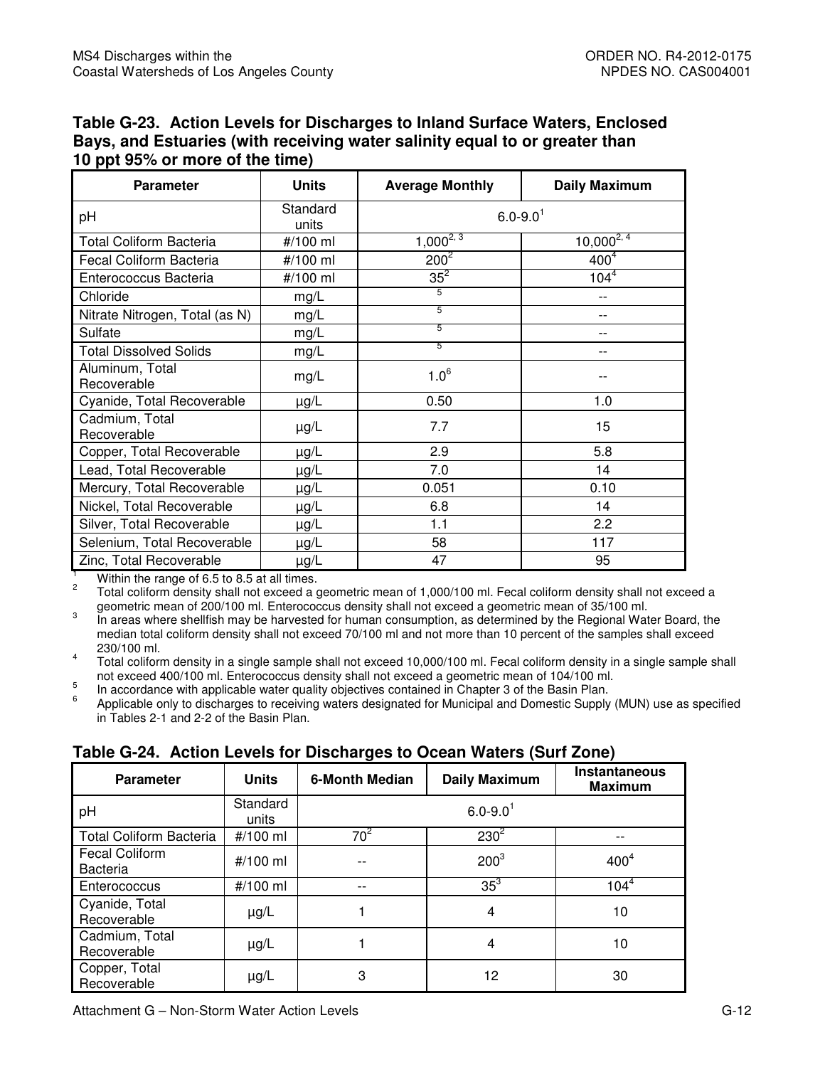**Table G-23. Action Levels for Discharges to Inland Surface Waters, Enclosed Bays, and Estuaries (with receiving water salinity equal to or greater than 10 ppt 95% or more of the time)**

| Parameter | Units | Average Monthly | Daily Maximum |
|---|---|---|---|
| pH | Standard units | 6.0-9.0[1] | |
| Total Coliform Bacteria | #/100 ml | 1,000[2, 3] | 10,000[2, 4] |
| Fecal Coliform Bacteria | #/100 ml | 200[2] | 400[4] |
| Enterococcus Bacteria | #/100 ml | 35[2] | 104[4] |
| Chloride | mg/L | [5] | -- |
| Nitrate Nitrogen, Total (as N) | mg/L | [5] | -- |
| Sulfate | mg/L | [5] | -- |
| Total Dissolved Solids | mg/L | [5] | -- |
| Aluminum, Total Recoverable | mg/L | 1.0[6] | -- |
| Cyanide, Total Recoverable | µg/L | 0.50 | 1.0 |
| Cadmium, Total Recoverable | µg/L | 7.7 | 15 |
| Copper, Total Recoverable | µg/L | 2.9 | 5.8 |
| Lead, Total Recoverable | µg/L | 7.0 | 14 |
| Mercury, Total Recoverable | µg/L | 0.051 | 0.10 |
| Nickel, Total Recoverable | µg/L | 6.8 | 14 |
| Silver, Total Recoverable | µg/L | 1.1 | 2.2 |
| Selenium, Total Recoverable | µg/L | 58 | 117 |
| Zinc, Total Recoverable | µg/L | 47 | 95 |

1. Within the range of 6.5 to 8.5 at all times.
2. Total coliform density shall not exceed a geometric mean of 1,000/100 ml. Fecal coliform density shall not exceed a geometric mean of 200/100 ml. Enterococcus density shall not exceed a geometric mean of 35/100 ml.
3. In areas where shellfish may be harvested for human consumption, as determined by the Regional Water Board, the median total coliform density shall not exceed 70/100 ml and not more than 10 percent of the samples shall exceed 230/100 ml.
4. Total coliform density in a single sample shall not exceed 10,000/100 ml. Fecal coliform density in a single sample shall not exceed 400/100 ml. Enterococcus density shall not exceed a geometric mean of 104/100 ml.
5. In accordance with applicable water quality objectives contained in Chapter 3 of the Basin Plan.
6. Applicable only to discharges to receiving waters designated for Municipal and Domestic Supply (MUN) use as specified in Tables 2-1 and 2-2 of the Basin Plan.

**Table G-24. Action Levels for Discharges to Ocean Waters (Surf Zone)**

| Parameter | Units | 6-Month Median | Daily Maximum | Instantaneous Maximum |
|---|---|---|---|---|
| pH | Standard units | 6.0-9.0[1] | | |
| Total Coliform Bacteria | #/100 ml | 70[2] | 230[2] | -- |
| Fecal Coliform Bacteria | #/100 ml | -- | 200[3] | 400[4] |
| Enterococcus | #/100 ml | -- | 35[3] | 104[4] |
| Cyanide, Total Recoverable | µg/L | 1 | 4 | 10 |
| Cadmium, Total Recoverable | µg/L | 1 | 4 | 10 |
| Copper, Total Recoverable | µg/L | 3 | 12 | 30 |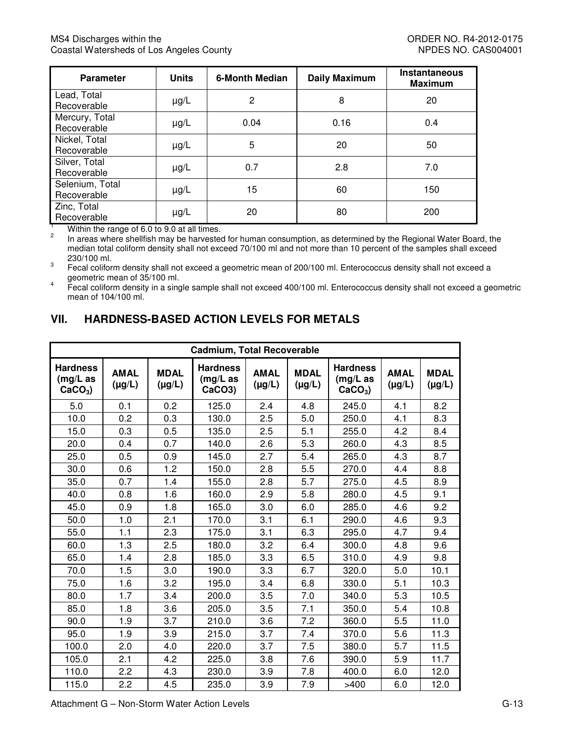| Parameter | Units | 6-Month Median | Daily Maximum | Instantaneous Maximum |
|---|---|---|---|---|
| Lead, Total Recoverable | μg/L | 2 | 8 | 20 |
| Mercury, Total Recoverable | μg/L | 0.04 | 0.16 | 0.4 |
| Nickel, Total Recoverable | μg/L | 5 | 20 | 50 |
| Silver, Total Recoverable | μg/L | 0.7 | 2.8 | 7.0 |
| Selenium, Total Recoverable | μg/L | 15 | 60 | 150 |
| Zinc, Total Recoverable | μg/L | 20 | 80 | 200 |

[1] Within the range of 6.0 to 9.0 at all times.

[2] In areas where shellfish may be harvested for human consumption, as determined by the Regional Water Board, the median total coliform density shall not exceed 70/100 ml and not more than 10 percent of the samples shall exceed 230/100 ml.

[3] Fecal coliform density shall not exceed a geometric mean of 200/100 ml. Enterococcus density shall not exceed a geometric mean of 35/100 ml.

[4] Fecal coliform density in a single sample shall not exceed 400/100 ml. Enterococcus density shall not exceed a geometric mean of 104/100 ml.

## VII. HARDNESS-BASED ACTION LEVELS FOR METALS

| Cadmium, Total Recoverable | | | | | | | | |
|---|---|---|---|---|---|---|---|---|
| Hardness (mg/L as $CaCO_3$) | AMAL (μg/L) | MDAL (μg/L) | Hardness (mg/L as CaCO3) | AMAL (μg/L) | MDAL (μg/L) | Hardness (mg/L as $CaCO_3$) | AMAL (μg/L) | MDAL (μg/L) |
| 5.0 | 0.1 | 0.2 | 125.0 | 2.4 | 4.8 | 245.0 | 4.1 | 8.2 |
| 10.0 | 0.2 | 0.3 | 130.0 | 2.5 | 5.0 | 250.0 | 4.1 | 8.3 |
| 15.0 | 0.3 | 0.5 | 135.0 | 2.5 | 5.1 | 255.0 | 4.2 | 8.4 |
| 20.0 | 0.4 | 0.7 | 140.0 | 2.6 | 5.3 | 260.0 | 4.3 | 8.5 |
| 25.0 | 0.5 | 0.9 | 145.0 | 2.7 | 5.4 | 265.0 | 4.3 | 8.7 |
| 30.0 | 0.6 | 1.2 | 150.0 | 2.8 | 5.5 | 270.0 | 4.4 | 8.8 |
| 35.0 | 0.7 | 1.4 | 155.0 | 2.8 | 5.7 | 275.0 | 4.5 | 8.9 |
| 40.0 | 0.8 | 1.6 | 160.0 | 2.9 | 5.8 | 280.0 | 4.5 | 9.1 |
| 45.0 | 0.9 | 1.8 | 165.0 | 3.0 | 6.0 | 285.0 | 4.6 | 9.2 |
| 50.0 | 1.0 | 2.1 | 170.0 | 3.1 | 6.1 | 290.0 | 4.6 | 9.3 |
| 55.0 | 1.1 | 2.3 | 175.0 | 3.1 | 6.3 | 295.0 | 4.7 | 9.4 |
| 60.0 | 1.3 | 2.5 | 180.0 | 3.2 | 6.4 | 300.0 | 4.8 | 9.6 |
| 65.0 | 1.4 | 2.8 | 185.0 | 3.3 | 6.5 | 310.0 | 4.9 | 9.8 |
| 70.0 | 1.5 | 3.0 | 190.0 | 3.3 | 6.7 | 320.0 | 5.0 | 10.1 |
| 75.0 | 1.6 | 3.2 | 195.0 | 3.4 | 6.8 | 330.0 | 5.1 | 10.3 |
| 80.0 | 1.7 | 3.4 | 200.0 | 3.5 | 7.0 | 340.0 | 5.3 | 10.5 |
| 85.0 | 1.8 | 3.6 | 205.0 | 3.5 | 7.1 | 350.0 | 5.4 | 10.8 |
| 90.0 | 1.9 | 3.7 | 210.0 | 3.6 | 7.2 | 360.0 | 5.5 | 11.0 |
| 95.0 | 1.9 | 3.9 | 215.0 | 3.7 | 7.4 | 370.0 | 5.6 | 11.3 |
| 100.0 | 2.0 | 4.0 | 220.0 | 3.7 | 7.5 | 380.0 | 5.7 | 11.5 |
| 105.0 | 2.1 | 4.2 | 225.0 | 3.8 | 7.6 | 390.0 | 5.9 | 11.7 |
| 110.0 | 2.2 | 4.3 | 230.0 | 3.9 | 7.8 | 400.0 | 6.0 | 12.0 |
| 115.0 | 2.2 | 4.5 | 235.0 | 3.9 | 7.9 | >400 | 6.0 | 12.0 |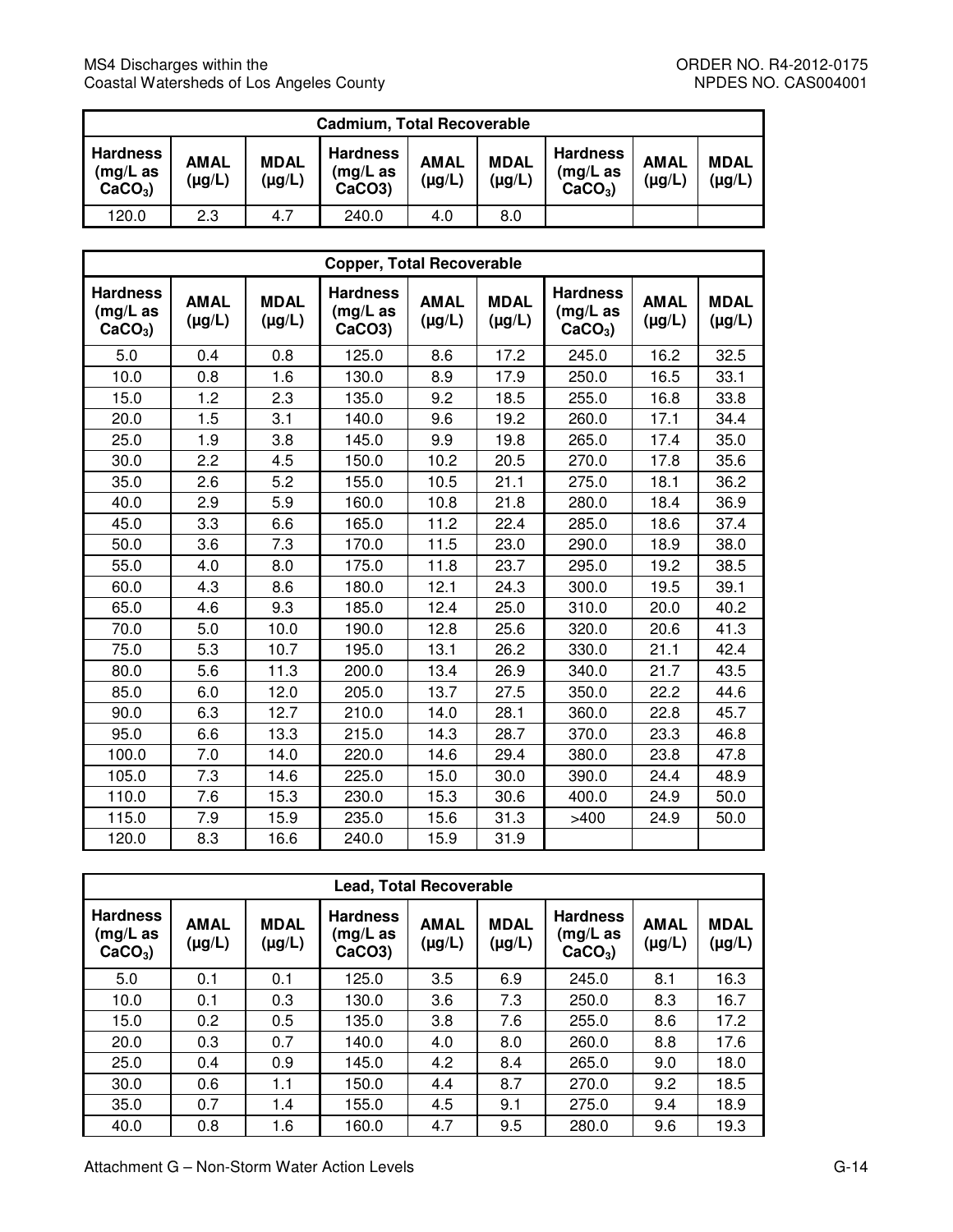| Cadmium, Total Recoverable | | | | | | | | |
|---|---|---|---|---|---|---|---|---|
| Hardness (mg/L as $CaCO_3$) | AMAL (µg/L) | MDAL (µg/L) | Hardness (mg/L as CaCO3) | AMAL (µg/L) | MDAL (µg/L) | Hardness (mg/L as $CaCO_3$) | AMAL (µg/L) | MDAL (µg/L) |
| 120.0 | 2.3 | 4.7 | 240.0 | 4.0 | 8.0 | | | |

| Copper, Total Recoverable | | | | | | | | |
|---|---|---|---|---|---|---|---|---|
| Hardness (mg/L as $CaCO_3$) | AMAL (µg/L) | MDAL (µg/L) | Hardness (mg/L as CaCO3) | AMAL (µg/L) | MDAL (µg/L) | Hardness (mg/L as $CaCO_3$) | AMAL (µg/L) | MDAL (µg/L) |
| 5.0 | 0.4 | 0.8 | 125.0 | 8.6 | 17.2 | 245.0 | 16.2 | 32.5 |
| 10.0 | 0.8 | 1.6 | 130.0 | 8.9 | 17.9 | 250.0 | 16.5 | 33.1 |
| 15.0 | 1.2 | 2.3 | 135.0 | 9.2 | 18.5 | 255.0 | 16.8 | 33.8 |
| 20.0 | 1.5 | 3.1 | 140.0 | 9.6 | 19.2 | 260.0 | 17.1 | 34.4 |
| 25.0 | 1.9 | 3.8 | 145.0 | 9.9 | 19.8 | 265.0 | 17.4 | 35.0 |
| 30.0 | 2.2 | 4.5 | 150.0 | 10.2 | 20.5 | 270.0 | 17.8 | 35.6 |
| 35.0 | 2.6 | 5.2 | 155.0 | 10.5 | 21.1 | 275.0 | 18.1 | 36.2 |
| 40.0 | 2.9 | 5.9 | 160.0 | 10.8 | 21.8 | 280.0 | 18.4 | 36.9 |
| 45.0 | 3.3 | 6.6 | 165.0 | 11.2 | 22.4 | 285.0 | 18.6 | 37.4 |
| 50.0 | 3.6 | 7.3 | 170.0 | 11.5 | 23.0 | 290.0 | 18.9 | 38.0 |
| 55.0 | 4.0 | 8.0 | 175.0 | 11.8 | 23.7 | 295.0 | 19.2 | 38.5 |
| 60.0 | 4.3 | 8.6 | 180.0 | 12.1 | 24.3 | 300.0 | 19.5 | 39.1 |
| 65.0 | 4.6 | 9.3 | 185.0 | 12.4 | 25.0 | 310.0 | 20.0 | 40.2 |
| 70.0 | 5.0 | 10.0 | 190.0 | 12.8 | 25.6 | 320.0 | 20.6 | 41.3 |
| 75.0 | 5.3 | 10.7 | 195.0 | 13.1 | 26.2 | 330.0 | 21.1 | 42.4 |
| 80.0 | 5.6 | 11.3 | 200.0 | 13.4 | 26.9 | 340.0 | 21.7 | 43.5 |
| 85.0 | 6.0 | 12.0 | 205.0 | 13.7 | 27.5 | 350.0 | 22.2 | 44.6 |
| 90.0 | 6.3 | 12.7 | 210.0 | 14.0 | 28.1 | 360.0 | 22.8 | 45.7 |
| 95.0 | 6.6 | 13.3 | 215.0 | 14.3 | 28.7 | 370.0 | 23.3 | 46.8 |
| 100.0 | 7.0 | 14.0 | 220.0 | 14.6 | 29.4 | 380.0 | 23.8 | 47.8 |
| 105.0 | 7.3 | 14.6 | 225.0 | 15.0 | 30.0 | 390.0 | 24.4 | 48.9 |
| 110.0 | 7.6 | 15.3 | 230.0 | 15.3 | 30.6 | 400.0 | 24.9 | 50.0 |
| 115.0 | 7.9 | 15.9 | 235.0 | 15.6 | 31.3 | >400 | 24.9 | 50.0 |
| 120.0 | 8.3 | 16.6 | 240.0 | 15.9 | 31.9 | | | |

| Lead, Total Recoverable | | | | | | | | |
|---|---|---|---|---|---|---|---|---|
| Hardness (mg/L as $CaCO_3$) | AMAL (µg/L) | MDAL (µg/L) | Hardness (mg/L as CaCO3) | AMAL (µg/L) | MDAL (µg/L) | Hardness (mg/L as $CaCO_3$) | AMAL (µg/L) | MDAL (µg/L) |
| 5.0 | 0.1 | 0.1 | 125.0 | 3.5 | 6.9 | 245.0 | 8.1 | 16.3 |
| 10.0 | 0.1 | 0.3 | 130.0 | 3.6 | 7.3 | 250.0 | 8.3 | 16.7 |
| 15.0 | 0.2 | 0.5 | 135.0 | 3.8 | 7.6 | 255.0 | 8.6 | 17.2 |
| 20.0 | 0.3 | 0.7 | 140.0 | 4.0 | 8.0 | 260.0 | 8.8 | 17.6 |
| 25.0 | 0.4 | 0.9 | 145.0 | 4.2 | 8.4 | 265.0 | 9.0 | 18.0 |
| 30.0 | 0.6 | 1.1 | 150.0 | 4.4 | 8.7 | 270.0 | 9.2 | 18.5 |
| 35.0 | 0.7 | 1.4 | 155.0 | 4.5 | 9.1 | 275.0 | 9.4 | 18.9 |
| 40.0 | 0.8 | 1.6 | 160.0 | 4.7 | 9.5 | 280.0 | 9.6 | 19.3 |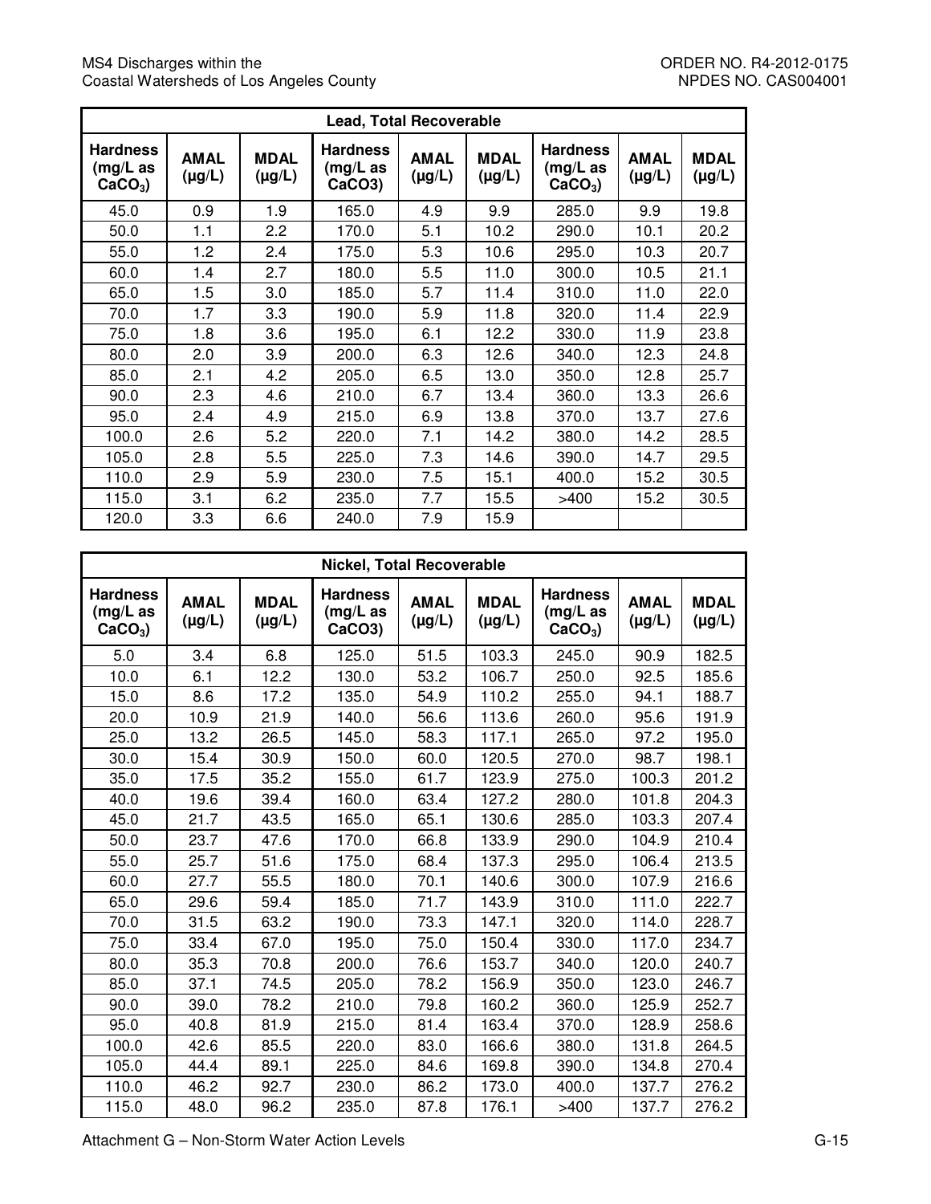| Lead, Total Recoverable | | | | | | | | |
|---|---|---|---|---|---|---|---|---|
| Hardness (mg/L as $CaCO_3$) | AMAL (µg/L) | MDAL (µg/L) | Hardness (mg/L as CaCO3) | AMAL (µg/L) | MDAL (µg/L) | Hardness (mg/L as $CaCO_3$) | AMAL (µg/L) | MDAL (µg/L) |
| 45.0 | 0.9 | 1.9 | 165.0 | 4.9 | 9.9 | 285.0 | 9.9 | 19.8 |
| 50.0 | 1.1 | 2.2 | 170.0 | 5.1 | 10.2 | 290.0 | 10.1 | 20.2 |
| 55.0 | 1.2 | 2.4 | 175.0 | 5.3 | 10.6 | 295.0 | 10.3 | 20.7 |
| 60.0 | 1.4 | 2.7 | 180.0 | 5.5 | 11.0 | 300.0 | 10.5 | 21.1 |
| 65.0 | 1.5 | 3.0 | 185.0 | 5.7 | 11.4 | 310.0 | 11.0 | 22.0 |
| 70.0 | 1.7 | 3.3 | 190.0 | 5.9 | 11.8 | 320.0 | 11.4 | 22.9 |
| 75.0 | 1.8 | 3.6 | 195.0 | 6.1 | 12.2 | 330.0 | 11.9 | 23.8 |
| 80.0 | 2.0 | 3.9 | 200.0 | 6.3 | 12.6 | 340.0 | 12.3 | 24.8 |
| 85.0 | 2.1 | 4.2 | 205.0 | 6.5 | 13.0 | 350.0 | 12.8 | 25.7 |
| 90.0 | 2.3 | 4.6 | 210.0 | 6.7 | 13.4 | 360.0 | 13.3 | 26.6 |
| 95.0 | 2.4 | 4.9 | 215.0 | 6.9 | 13.8 | 370.0 | 13.7 | 27.6 |
| 100.0 | 2.6 | 5.2 | 220.0 | 7.1 | 14.2 | 380.0 | 14.2 | 28.5 |
| 105.0 | 2.8 | 5.5 | 225.0 | 7.3 | 14.6 | 390.0 | 14.7 | 29.5 |
| 110.0 | 2.9 | 5.9 | 230.0 | 7.5 | 15.1 | 400.0 | 15.2 | 30.5 |
| 115.0 | 3.1 | 6.2 | 235.0 | 7.7 | 15.5 | >400 | 15.2 | 30.5 |
| 120.0 | 3.3 | 6.6 | 240.0 | 7.9 | 15.9 | | | |

| Nickel, Total Recoverable | | | | | | | | |
|---|---|---|---|---|---|---|---|---|
| Hardness (mg/L as $CaCO_3$) | AMAL (µg/L) | MDAL (µg/L) | Hardness (mg/L as CaCO3) | AMAL (µg/L) | MDAL (µg/L) | Hardness (mg/L as $CaCO_3$) | AMAL (µg/L) | MDAL (µg/L) |
| 5.0 | 3.4 | 6.8 | 125.0 | 51.5 | 103.3 | 245.0 | 90.9 | 182.5 |
| 10.0 | 6.1 | 12.2 | 130.0 | 53.2 | 106.7 | 250.0 | 92.5 | 185.6 |
| 15.0 | 8.6 | 17.2 | 135.0 | 54.9 | 110.2 | 255.0 | 94.1 | 188.7 |
| 20.0 | 10.9 | 21.9 | 140.0 | 56.6 | 113.6 | 260.0 | 95.6 | 191.9 |
| 25.0 | 13.2 | 26.5 | 145.0 | 58.3 | 117.1 | 265.0 | 97.2 | 195.0 |
| 30.0 | 15.4 | 30.9 | 150.0 | 60.0 | 120.5 | 270.0 | 98.7 | 198.1 |
| 35.0 | 17.5 | 35.2 | 155.0 | 61.7 | 123.9 | 275.0 | 100.3 | 201.2 |
| 40.0 | 19.6 | 39.4 | 160.0 | 63.4 | 127.2 | 280.0 | 101.8 | 204.3 |
| 45.0 | 21.7 | 43.5 | 165.0 | 65.1 | 130.6 | 285.0 | 103.3 | 207.4 |
| 50.0 | 23.7 | 47.6 | 170.0 | 66.8 | 133.9 | 290.0 | 104.9 | 210.4 |
| 55.0 | 25.7 | 51.6 | 175.0 | 68.4 | 137.3 | 295.0 | 106.4 | 213.5 |
| 60.0 | 27.7 | 55.5 | 180.0 | 70.1 | 140.6 | 300.0 | 107.9 | 216.6 |
| 65.0 | 29.6 | 59.4 | 185.0 | 71.7 | 143.9 | 310.0 | 111.0 | 222.7 |
| 70.0 | 31.5 | 63.2 | 190.0 | 73.3 | 147.1 | 320.0 | 114.0 | 228.7 |
| 75.0 | 33.4 | 67.0 | 195.0 | 75.0 | 150.4 | 330.0 | 117.0 | 234.7 |
| 80.0 | 35.3 | 70.8 | 200.0 | 76.6 | 153.7 | 340.0 | 120.0 | 240.7 |
| 85.0 | 37.1 | 74.5 | 205.0 | 78.2 | 156.9 | 350.0 | 123.0 | 246.7 |
| 90.0 | 39.0 | 78.2 | 210.0 | 79.8 | 160.2 | 360.0 | 125.9 | 252.7 |
| 95.0 | 40.8 | 81.9 | 215.0 | 81.4 | 163.4 | 370.0 | 128.9 | 258.6 |
| 100.0 | 42.6 | 85.5 | 220.0 | 83.0 | 166.6 | 380.0 | 131.8 | 264.5 |
| 105.0 | 44.4 | 89.1 | 225.0 | 84.6 | 169.8 | 390.0 | 134.8 | 270.4 |
| 110.0 | 46.2 | 92.7 | 230.0 | 86.2 | 173.0 | 400.0 | 137.7 | 276.2 |
| 115.0 | 48.0 | 96.2 | 235.0 | 87.8 | 176.1 | >400 | 137.7 | 276.2 |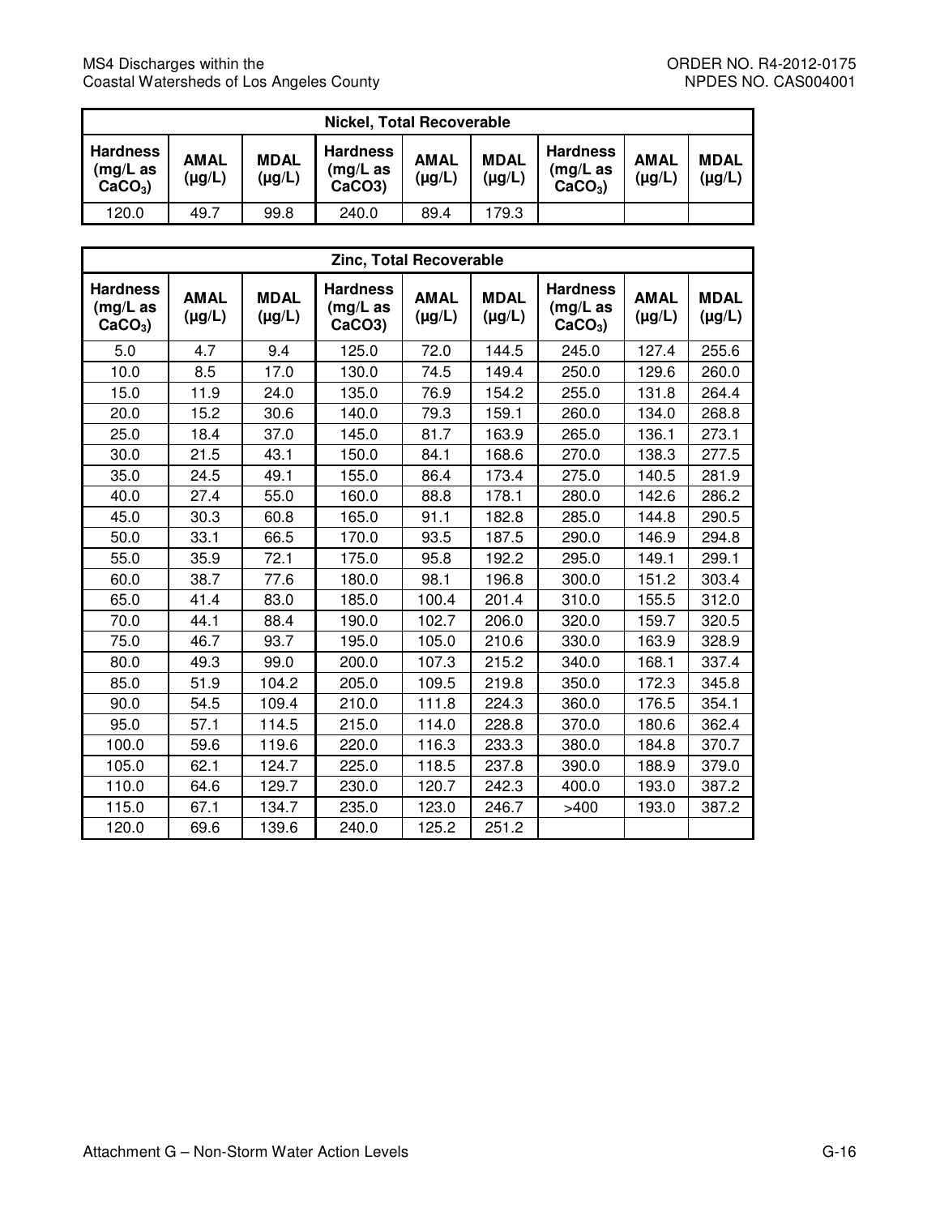| Nickel, Total Recoverable | | | | | | | | |
|---|---|---|---|---|---|---|---|---|
| Hardness (mg/L as $CaCO_3$) | AMAL (µg/L) | MDAL (µg/L) | Hardness (mg/L as CaCO3) | AMAL (µg/L) | MDAL (µg/L) | Hardness (mg/L as $CaCO_3$) | AMAL (µg/L) | MDAL (µg/L) |
| 120.0 | 49.7 | 99.8 | 240.0 | 89.4 | 179.3 | | | |

| Zinc, Total Recoverable | | | | | | | | |
|---|---|---|---|---|---|---|---|---|
| Hardness (mg/L as $CaCO_3$) | AMAL (µg/L) | MDAL (µg/L) | Hardness (mg/L as CaCO3) | AMAL (µg/L) | MDAL (µg/L) | Hardness (mg/L as $CaCO_3$) | AMAL (µg/L) | MDAL (µg/L) |
| 5.0 | 4.7 | 9.4 | 125.0 | 72.0 | 144.5 | 245.0 | 127.4 | 255.6 |
| 10.0 | 8.5 | 17.0 | 130.0 | 74.5 | 149.4 | 250.0 | 129.6 | 260.0 |
| 15.0 | 11.9 | 24.0 | 135.0 | 76.9 | 154.2 | 255.0 | 131.8 | 264.4 |
| 20.0 | 15.2 | 30.6 | 140.0 | 79.3 | 159.1 | 260.0 | 134.0 | 268.8 |
| 25.0 | 18.4 | 37.0 | 145.0 | 81.7 | 163.9 | 265.0 | 136.1 | 273.1 |
| 30.0 | 21.5 | 43.1 | 150.0 | 84.1 | 168.6 | 270.0 | 138.3 | 277.5 |
| 35.0 | 24.5 | 49.1 | 155.0 | 86.4 | 173.4 | 275.0 | 140.5 | 281.9 |
| 40.0 | 27.4 | 55.0 | 160.0 | 88.8 | 178.1 | 280.0 | 142.6 | 286.2 |
| 45.0 | 30.3 | 60.8 | 165.0 | 91.1 | 182.8 | 285.0 | 144.8 | 290.5 |
| 50.0 | 33.1 | 66.5 | 170.0 | 93.5 | 187.5 | 290.0 | 146.9 | 294.8 |
| 55.0 | 35.9 | 72.1 | 175.0 | 95.8 | 192.2 | 295.0 | 149.1 | 299.1 |
| 60.0 | 38.7 | 77.6 | 180.0 | 98.1 | 196.8 | 300.0 | 151.2 | 303.4 |
| 65.0 | 41.4 | 83.0 | 185.0 | 100.4 | 201.4 | 310.0 | 155.5 | 312.0 |
| 70.0 | 44.1 | 88.4 | 190.0 | 102.7 | 206.0 | 320.0 | 159.7 | 320.5 |
| 75.0 | 46.7 | 93.7 | 195.0 | 105.0 | 210.6 | 330.0 | 163.9 | 328.9 |
| 80.0 | 49.3 | 99.0 | 200.0 | 107.3 | 215.2 | 340.0 | 168.1 | 337.4 |
| 85.0 | 51.9 | 104.2 | 205.0 | 109.5 | 219.8 | 350.0 | 172.3 | 345.8 |
| 90.0 | 54.5 | 109.4 | 210.0 | 111.8 | 224.3 | 360.0 | 176.5 | 354.1 |
| 95.0 | 57.1 | 114.5 | 215.0 | 114.0 | 228.8 | 370.0 | 180.6 | 362.4 |
| 100.0 | 59.6 | 119.6 | 220.0 | 116.3 | 233.3 | 380.0 | 184.8 | 370.7 |
| 105.0 | 62.1 | 124.7 | 225.0 | 118.5 | 237.8 | 390.0 | 188.9 | 379.0 |
| 110.0 | 64.6 | 129.7 | 230.0 | 120.7 | 242.3 | 400.0 | 193.0 | 387.2 |
| 115.0 | 67.1 | 134.7 | 235.0 | 123.0 | 246.7 | >400 | 193.0 | 387.2 |
| 120.0 | 69.6 | 139.6 | 240.0 | 125.2 | 251.2 | | | |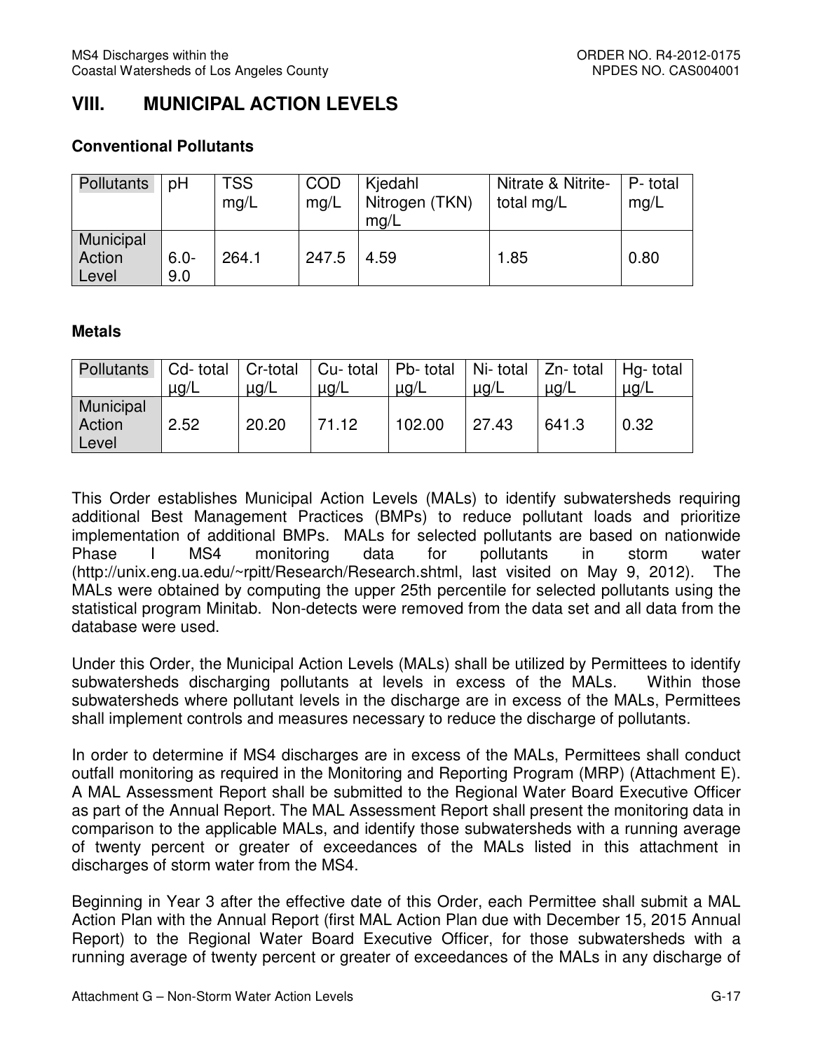## VIII. MUNICIPAL ACTION LEVELS

### Conventional Pollutants

| Pollutants | pH | TSS mg/L | COD mg/L | Kjedahl Nitrogen (TKN) mg/L | Nitrate & Nitrite-total mg/L | P- total mg/L |
|---|---|---|---|---|---|---|
| Municipal Action Level | 6.0-9.0 | 264.1 | 247.5 | 4.59 | 1.85 | 0.80 |

### Metals

| Pollutants | Cd- total µg/L | Cr-total µg/L | Cu- total µg/L | Pb- total µg/L | Ni- total µg/L | Zn- total µg/L | Hg- total µg/L |
|---|---|---|---|---|---|---|---|
| Municipal Action Level | 2.52 | 20.20 | 71.12 | 102.00 | 27.43 | 641.3 | 0.32 |

This Order establishes Municipal Action Levels (MALs) to identify subwatersheds requiring additional Best Management Practices (BMPs) to reduce pollutant loads and prioritize implementation of additional BMPs. MALs for selected pollutants are based on nationwide Phase I MS4 monitoring data for pollutants in storm water (http://unix.eng.ua.edu/~rpitt/Research/Research.shtml, last visited on May 9, 2012). The MALs were obtained by computing the upper 25th percentile for selected pollutants using the statistical program Minitab. Non-detects were removed from the data set and all data from the database were used.

Under this Order, the Municipal Action Levels (MALs) shall be utilized by Permittees to identify subwatersheds discharging pollutants at levels in excess of the MALs. Within those subwatersheds where pollutant levels in the discharge are in excess of the MALs, Permittees shall implement controls and measures necessary to reduce the discharge of pollutants.

In order to determine if MS4 discharges are in excess of the MALs, Permittees shall conduct outfall monitoring as required in the Monitoring and Reporting Program (MRP) (Attachment E). A MAL Assessment Report shall be submitted to the Regional Water Board Executive Officer as part of the Annual Report. The MAL Assessment Report shall present the monitoring data in comparison to the applicable MALs, and identify those subwatersheds with a running average of twenty percent or greater of exceedances of the MALs listed in this attachment in discharges of storm water from the MS4.

Beginning in Year 3 after the effective date of this Order, each Permittee shall submit a MAL Action Plan with the Annual Report (first MAL Action Plan due with December 15, 2015 Annual Report) to the Regional Water Board Executive Officer, for those subwatersheds with a running average of twenty percent or greater of exceedances of the MALs in any discharge of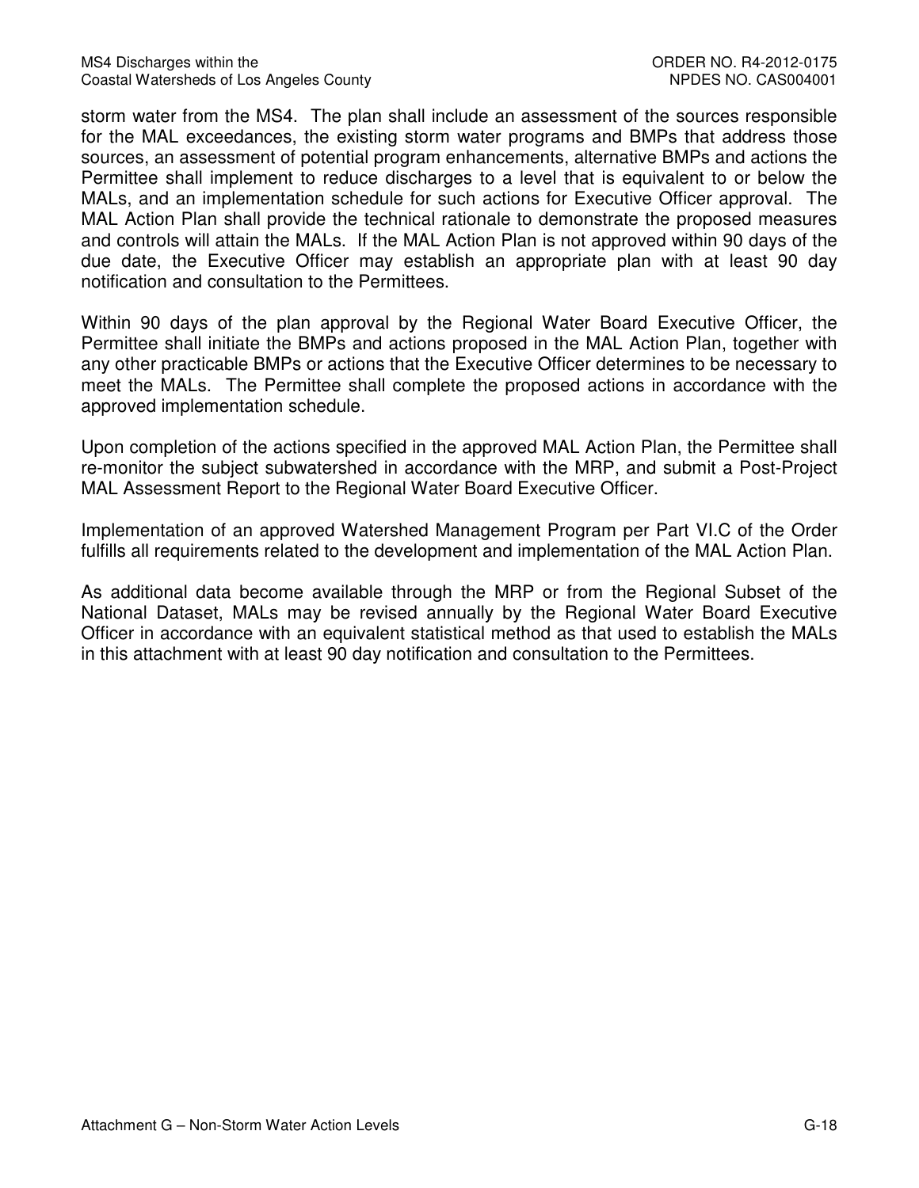storm water from the MS4. The plan shall include an assessment of the sources responsible for the MAL exceedances, the existing storm water programs and BMPs that address those sources, an assessment of potential program enhancements, alternative BMPs and actions the Permittee shall implement to reduce discharges to a level that is equivalent to or below the MALs, and an implementation schedule for such actions for Executive Officer approval. The MAL Action Plan shall provide the technical rationale to demonstrate the proposed measures and controls will attain the MALs. If the MAL Action Plan is not approved within 90 days of the due date, the Executive Officer may establish an appropriate plan with at least 90 day notification and consultation to the Permittees.

Within 90 days of the plan approval by the Regional Water Board Executive Officer, the Permittee shall initiate the BMPs and actions proposed in the MAL Action Plan, together with any other practicable BMPs or actions that the Executive Officer determines to be necessary to meet the MALs. The Permittee shall complete the proposed actions in accordance with the approved implementation schedule.

Upon completion of the actions specified in the approved MAL Action Plan, the Permittee shall re-monitor the subject subwatershed in accordance with the MRP, and submit a Post-Project MAL Assessment Report to the Regional Water Board Executive Officer.

Implementation of an approved Watershed Management Program per Part VI.C of the Order fulfills all requirements related to the development and implementation of the MAL Action Plan.

As additional data become available through the MRP or from the Regional Subset of the National Dataset, MALs may be revised annually by the Regional Water Board Executive Officer in accordance with an equivalent statistical method as that used to establish the MALs in this attachment with at least 90 day notification and consultation to the Permittees.